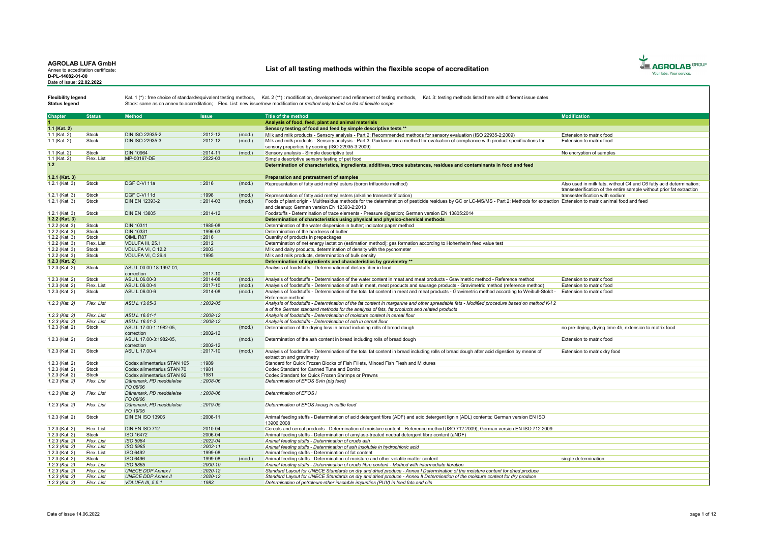**AGROLAB LUFA GmbH**
Annex to accreditation certificate:
**D-PL-14082-01-00**
Date of issue: **22.02.2022**

# List of all testing methods within the flexible scope of accreditation

**Flexibility legend** Kat. 1 (*) : free choice of standard/equivalent testing methods, Kat. 2 (**) : modification, development and refinement of testing methods, Kat. 3: testing methods listed here with different issue dates

**Status legend** Stock: same as on annex to accreditation; Flex. List: new issue/new modification or *method only to find on list of flexible scope*

| Chapter | Status | Method | Issue | | Title of the method | Modification |
|---|---|---|---|---|---|---|
| **1** | | | | | **Analysis of food, feed, plant and animal materials** | |
| **1.1 (Kat. 2)** | | | | | **Sensory testing of food and feed by simple descriptive tests \*\*** | |
| 1.1 (Kat. 2) | Stock | DIN ISO 22935-2 | : 2012-12 | (mod.) | Milk and milk products - Sensory analysis - Part 2: Recommended methods for sensory evaluation (ISO 22935-2:2009) | Extension to matrix food |
| 1.1 (Kat. 2) | Stock | DIN ISO 22935-3 | : 2012-12 | (mod.) | Milk and milk products - Sensory analysis - Part 3: Guidance on a method for evaluation of compliance with product specifications for sensory properties by scoring (ISO 22935-3:2009) | Extension to matrix food |
| 1.1 (Kat. 2) | Stock | DIN 10964 | : 2014-11 | (mod.) | Sensory analysis - Simple descriptive test | No encryption of samples |
| 1.1 (Kat. 2) | Flex. List | MP-00167-DE | : 2022-03 | | Simple descriptive sensory testing of pet food | |
| **1.2** | | | | | **Determination of characteristics, ingredients, additives, trace substances, residues and contaminants in food and feed** | |
| **1.2.1 (Kat. 3)** | | | | | **Preparation and pretreatment of samples** | |
| 1.2.1 (Kat. 3) | Stock | DGF C-VI 11a | : 2016 | (mod.) | Representation of fatty acid methyl esters (boron trifluoride method) | Also used in milk fats, without C4 and C6 fatty acid determination; transesterification of the entire sample without prior fat extraction |
| 1.2.1 (Kat. 3) | Stock | DGF C-VI 11d | : 1998 | (mod.) | Representation of fatty acid methyl esters (alkaline transesterification) | transesterification with sodium |
| 1.2.1 (Kat. 3) | Stock | DIN EN 12393-2 | : 2014-03 | (mod.) | Foods of plant origin - Multiresidue methods for the determination of pesticide residues by GC or LC-MS/MS - Part 2: Methods for extraction and cleanup; German version EN 12393-2:2013 | Extension to matrix animal food and feed |
| 1.2.1 (Kat. 3) | Stock | DIN EN 13805 | : 2014-12 | | Foodstuffs - Determination of trace elements - Pressure digestion; German version EN 13805:2014 | |
| **1.2.2 (Kat. 3)** | | | | | **Determination of characteristics using physical and physico-chemical methods** | |
| 1.2.2 (Kat. 3) | Stock | DIN 10311 | : 1985-08 | | Determination of the water dispersion in butter; indicator paper method | |
| 1.2.2 (Kat. 3) | Stock | DIN 10331 | : 1996-03 | | Determination of the hardness of butter | |
| 1.2.2 (Kat. 3) | Stock | OIML R87 | : 2016 | | Quantity of products in prepackages | |
| 1.2.2 (Kat. 3) | Flex. List | VDLUFA III, 25.1 | : 2012 | | Determination of net energy lactation (estimation method); gas formation according to Hohenheim feed value test | |
| 1.2.2 (Kat. 3) | Stock | VDLUFA VI, C 12.2 | : 2003 | | Milk and dairy products, determination of density with the pycnometer | |
| 1.2.2 (Kat. 3) | Stock | VDLUFA VI, C 26.4 | : 1995 | | Milk and milk products, determination of bulk density | |
| **1.2.3 (Kat. 2)** | | | | | **Determination of ingredients and characteristics by gravimetry \*\*** | |
| 1.2.3 (Kat. 2) | Stock | ASU L 00.00-18:1997-01, correction | : 2017-10 | | Analysis of foodstuffs - Determination of dietary fiber in food | |
| 1.2.3 (Kat. 2) | Stock | ASU L 06.00-3 | : 2014-08 | (mod.) | Analysis of foodstuffs - Determination of the water content in meat and meat products - Gravimetric method - Reference method | Extension to matrix food |
| 1.2.3 (Kat. 2) | Flex. List | ASU L 06.00-4 | : 2017-10 | (mod.) | Analysis of foodstuffs - Determination of ash in meat, meat products and sausage products - Gravimetric method (reference method) | Extension to matrix food |
| 1.2.3 (Kat. 2) | Stock | ASU L 06.00-6 | : 2014-08 | (mod.) | Analysis of foodstuffs - Determination of the total fat content in meat and meat products - Gravimetric method according to Weibull-Stoldt - Reference method | Extension to matrix food |
| *1.2.3 (Kat. 2)* | *Flex. List* | *ASU L 13.05-3* | *: 2002-05* | | *Analysis of foodstuffs - Determination of the fat content in margarine and other spreadable fats - Modified procedure based on method K-I 2 a of the German standard methods for the analysis of fats, fat products and related products* | |
| *1.2.3 (Kat. 2)* | *Flex. List* | *ASU L 16.01-1* | *: 2008-12* | | *Analysis of foodstuffs - Determination of moisture content in cereal flour* | |
| *1.2.3 (Kat. 2)* | *Flex. List* | *ASU L 16.01-2* | *: 2008-12* | | *Analysis of foodstuffs - Determination of ash in cereal flour* | |
| 1.2.3 (Kat. 2) | Stock | ASU L 17.00-1:1982-05, correction | : 2002-12 | (mod.) | Determination of the drying loss in bread including rolls of bread dough | no pre-drying, drying time 4h, extension to matrix food |
| 1.2.3 (Kat. 2) | Stock | ASU L 17.00-3:1982-05, correction | : 2002-12 | (mod.) | Determination of the ash content in bread including rolls of bread dough | Extension to matrix food |
| 1.2.3 (Kat. 2) | Stock | ASU L 17.00-4 | : 2017-10 | (mod.) | Analysis of foodstuffs - Determination of the total fat content in bread including rolls of bread dough after acid digestion by means of extraction and gravimetry | Extension to matrix dry food |
| 1.2.3 (Kat. 2) | Stock | Codex alimentarius STAN 165 | : 1989 | | Standard for Quick Frozen Blocks of Fish Fillets, Minced Fish Flesh and Mixtures | |
| 1.2.3 (Kat. 2) | Stock | Codex alimentarius STAN 70 | : 1981 | | Codex Standard for Canned Tuna and Bonito | |
| 1.2.3 (Kat. 2) | Stock | Codex alimentarius STAN 92 | : 1981 | | Codex Standard for Quick Frozen Shrimps or Prawns | |
| *1.2.3 (Kat. 2)* | *Flex. List* | *Dänemark, PD meddelelse FO 08/06* | *: 2008-06* | | *Determination of EFOS Svin (pig feed)* | |
| *1.2.3 (Kat. 2)* | *Flex. List* | *Dänemark, PD meddelelse FO 08/06* | *: 2008-06* | | *Determination of EFOS i* | |
| *1.2.3 (Kat. 2)* | *Flex. List* | *Dänemark, PD meddelelse FO 19/05* | *: 2019-05* | | *Determination of EFOS kvaeg in cattle feed* | |
| 1.2.3 (Kat. 2) | Stock | DIN EN ISO 13906 | : 2008-11 | | Animal feeding stuffs - Determination of acid detergent fibre (ADF) and acid detergent lignin (ADL) contents; German version EN ISO 13906:2008 | |
| 1.2.3 (Kat. 2) | Flex. List | DIN EN ISO 712 | : 2010-04 | | Cereals and cereal products - Determination of moisture content - Reference method (ISO 712:2009); German version EN ISO 712:2009 | |
| 1.2.3 (Kat. 2) | Stock | ISO 16472 | : 2006-04 | | Animal feeding stuffs - Determination of amylase-treated neutral detergent fibre content (aNDF) | |
| *1.2.3 (Kat. 2)* | *Flex. List* | *ISO 5984* | *: 2022-04* | | *Animal feeding stuffs - Determination of crude ash* | |
| *1.2.3 (Kat. 2)* | *Flex. List* | *ISO 5985* | *: 2002-11* | | *Animal feeding stuffs - Determination of ash insoluble in hydrochloric acid* | |
| 1.2.3 (Kat. 2) | Flex. List | ISO 6492 | : 1999-08 | | Animal feeding stuffs - Determination of fat content | |
| 1.2.3 (Kat. 2) | Stock | ISO 6496 | : 1999-08 | (mod.) | Animal feeding stuffs - Determination of moisture and other volatile matter content | single determination |
| *1.2.3 (Kat. 2)* | *Flex. List* | *ISO 6865* | *: 2000-10* | | *Animal feeding stuffs - Determination of crude fibre content - Method with intermediate filtration* | |
| *1.2.3 (Kat. 2)* | *Flex. List* | *UNECE DDP Annex I* | *: 2020-12* | | *Standard Layout for UNECE Standards on dry and dried produce - Annex I Determination of the moisture content for dried produce* | |
| *1.2.3 (Kat. 2)* | *Flex. List* | *UNECE DDP Annex II* | *: 2020-12* | | *Standard Layout for UNECE Standards on dry and dried produce - Annex II Determination of the moisture content for dry produce* | |
| *1.2.3 (Kat. 2)* | *Flex. List* | *VDLUFA III, 5.5.1* | *: 1983* | | *Determination of petroleum ether insoluble impurities (PUV) in feed fats and oils* | |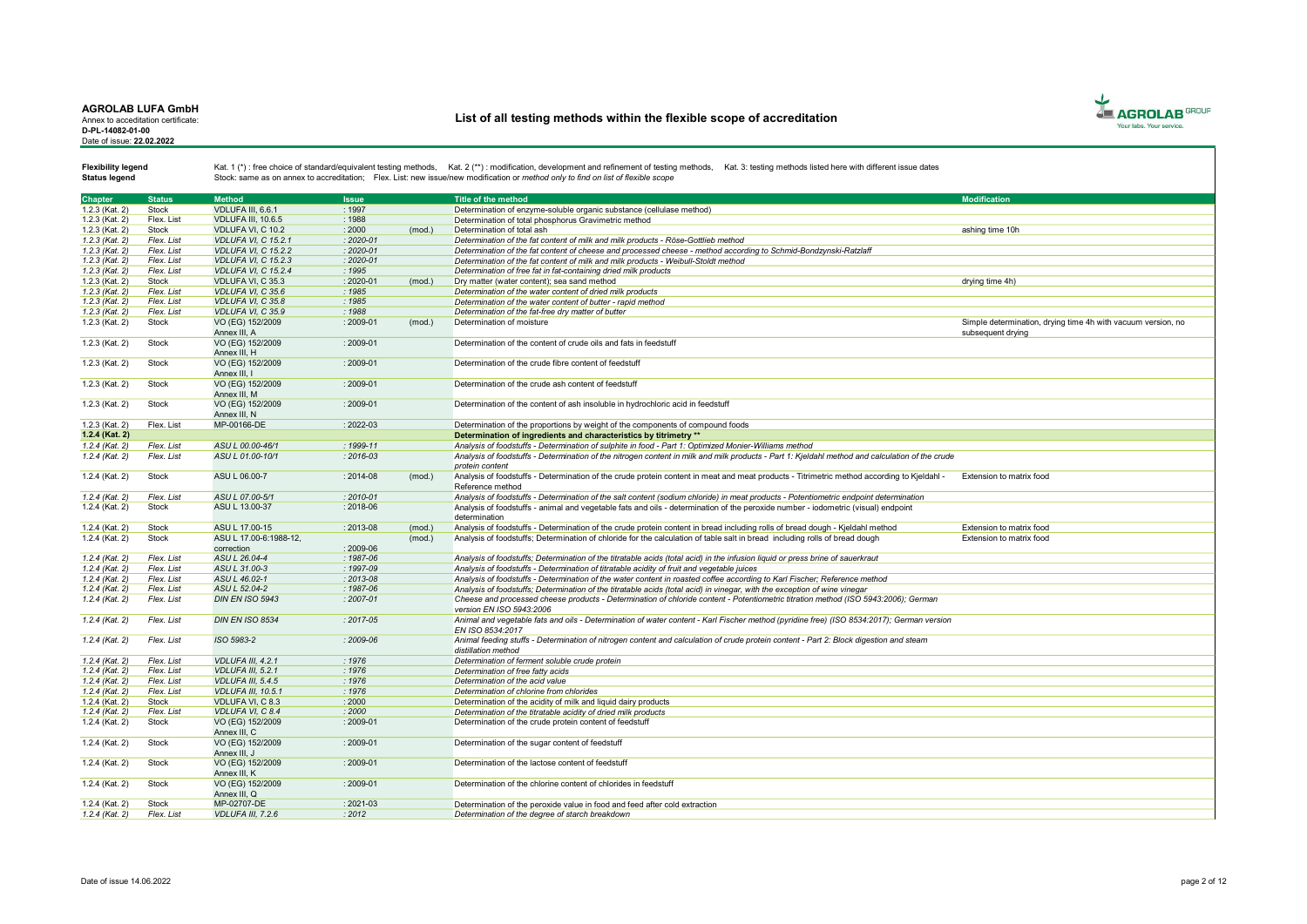**AGROLAB LUFA GmbH**
Annex to accreditation certificate:
**D-PL-14082-01-00**
Date of issue: **22.02.2022**

# List of all testing methods within the flexible scope of accreditation

**Flexibility legend** Kat. 1 (*) : free choice of standard/equivalent testing methods, Kat. 2 (**) : modification, development and refinement of testing methods, Kat. 3: testing methods listed here with different issue dates

**Status legend** Stock: same as on annex to accreditation; Flex. List: new issue/new modification or *method only to find on list of flexible scope*

| Chapter | Status | Method | Issue | | Title of the method | Modification |
|---|---|---|---|---|---|---|
| 1.2.3 (Kat. 2) | Stock | VDLUFA III, 6.6.1 | : 1997 | | Determination of enzyme-soluble organic substance (cellulase method) | |
| 1.2.3 (Kat. 2) | Flex. List | VDLUFA III, 10.6.5 | : 1988 | | Determination of total phosphorus Gravimetric method | |
| 1.2.3 (Kat. 2) | Stock | VDLUFA VI, C 10.2 | : 2000 | (mod.) | Determination of total ash | ashing time 10h |
| *1.2.3 (Kat. 2)* | *Flex. List* | *VDLUFA VI, C 15.2.1* | *: 2020-01* | | *Determination of the fat content of milk and milk products - Röse-Gottlieb method* | |
| *1.2.3 (Kat. 2)* | *Flex. List* | *VDLUFA VI, C 15.2.2* | *: 2020-01* | | *Determination of the fat content of cheese and processed cheese - method according to Schmid-Bondzynski-Ratzlaff* | |
| *1.2.3 (Kat. 2)* | *Flex. List* | *VDLUFA VI, C 15.2.3* | *: 2020-01* | | *Determination of the fat content of milk and milk products - Weibull-Stoldt method* | |
| *1.2.3 (Kat. 2)* | *Flex. List* | *VDLUFA VI, C 15.2.4* | *: 1995* | | *Determination of free fat in fat-containing dried milk products* | |
| 1.2.3 (Kat. 2) | Stock | VDLUFA VI, C 35.3 | : 2020-01 | (mod.) | Dry matter (water content); sea sand method | drying time 4h) |
| *1.2.3 (Kat. 2)* | *Flex. List* | *VDLUFA VI, C 35.6* | *: 1985* | | *Determination of the water content of dried milk products* | |
| *1.2.3 (Kat. 2)* | *Flex. List* | *VDLUFA VI, C 35.8* | *: 1985* | | *Determination of the water content of butter - rapid method* | |
| *1.2.3 (Kat. 2)* | *Flex. List* | *VDLUFA VI, C 35.9* | *: 1988* | | *Determination of the fat-free dry matter of butter* | |
| 1.2.3 (Kat. 2) | Stock | VO (EG) 152/2009 Annex III, A | : 2009-01 | (mod.) | Determination of moisture | Simple determination, drying time 4h with vacuum version, no subsequent drying |
| 1.2.3 (Kat. 2) | Stock | VO (EG) 152/2009 Annex III, H | : 2009-01 | | Determination of the content of crude oils and fats in feedstuff | |
| 1.2.3 (Kat. 2) | Stock | VO (EG) 152/2009 Annex III, I | : 2009-01 | | Determination of the crude fibre content of feedstuff | |
| 1.2.3 (Kat. 2) | Stock | VO (EG) 152/2009 Annex III, M | : 2009-01 | | Determination of the crude ash content of feedstuff | |
| 1.2.3 (Kat. 2) | Stock | VO (EG) 152/2009 Annex III, N | : 2009-01 | | Determination of the content of ash insoluble in hydrochloric acid in feedstuff | |
| 1.2.3 (Kat. 2) | Flex. List | MP-00166-DE | : 2022-03 | | Determination of the proportions by weight of the components of compound foods | |
| **1.2.4 (Kat. 2)** | | | | | **Determination of ingredients and characteristics by titrimetry \*\*** | |
| *1.2.4 (Kat. 2)* | *Flex. List* | *ASU L 00.00-46/1* | *: 1999-11* | | *Analysis of foodstuffs - Determination of sulphite in food - Part 1: Optimized Monier-Williams method* | |
| *1.2.4 (Kat. 2)* | *Flex. List* | *ASU L 01.00-10/1* | *: 2016-03* | | *Analysis of foodstuffs - Determination of the nitrogen content in milk and milk products - Part 1: Kjeldahl method and calculation of the crude protein content* | |
| 1.2.4 (Kat. 2) | Stock | ASU L 06.00-7 | : 2014-08 | (mod.) | Analysis of foodstuffs - Determination of the crude protein content in meat and meat products - Titrimetric method according to Kjeldahl - Reference method | Extension to matrix food |
| *1.2.4 (Kat. 2)* | *Flex. List* | *ASU L 07.00-5/1* | *: 2010-01* | | *Analysis of foodstuffs - Determination of the salt content (sodium chloride) in meat products - Potentiometric endpoint determination* | |
| 1.2.4 (Kat. 2) | Stock | ASU L 13.00-37 | : 2018-06 | | Analysis of foodstuffs - animal and vegetable fats and oils - determination of the peroxide number - iodometric (visual) endpoint determination | |
| 1.2.4 (Kat. 2) | Stock | ASU L 17.00-15 | : 2013-08 | (mod.) | Analysis of foodstuffs - Determination of the crude protein content in bread including rolls of bread dough - Kjeldahl method | Extension to matrix food |
| 1.2.4 (Kat. 2) | Stock | ASU L 17.00-6:1988-12, correction | : 2009-06 | (mod.) | Analysis of foodstuffs; Determination of chloride for the calculation of table salt in bread including rolls of bread dough | Extension to matrix food |
| *1.2.4 (Kat. 2)* | *Flex. List* | *ASU L 26.04-4* | *: 1987-06* | | *Analysis of foodstuffs; Determination of the titratable acids (total acid) in the infusion liquid or press brine of sauerkraut* | |
| *1.2.4 (Kat. 2)* | *Flex. List* | *ASU L 31.00-3* | *: 1997-09* | | *Analysis of foodstuffs - Determination of titratable acidity of fruit and vegetable juices* | |
| *1.2.4 (Kat. 2)* | *Flex. List* | *ASU L 46.02-1* | *: 2013-08* | | *Analysis of foodstuffs - Determination of the water content in roasted coffee according to Karl Fischer; Reference method* | |
| *1.2.4 (Kat. 2)* | *Flex. List* | *ASU L 52.04-2* | *: 1987-06* | | *Analysis of foodstuffs; Determination of the titratable acids (total acid) in vinegar, with the exception of wine vinegar* | |
| *1.2.4 (Kat. 2)* | *Flex. List* | *DIN EN ISO 5943* | *: 2007-01* | | *Cheese and processed cheese products - Determination of chloride content - Potentiometric titration method (ISO 5943:2006); German version EN ISO 5943:2006* | |
| *1.2.4 (Kat. 2)* | *Flex. List* | *DIN EN ISO 8534* | *: 2017-05* | | *Animal and vegetable fats and oils - Determination of water content - Karl Fischer method (pyridine free) (ISO 8534:2017); German version EN ISO 8534:2017* | |
| *1.2.4 (Kat. 2)* | *Flex. List* | *ISO 5983-2* | *: 2009-06* | | *Animal feeding stuffs - Determination of nitrogen content and calculation of crude protein content - Part 2: Block digestion and steam distillation method* | |
| *1.2.4 (Kat. 2)* | *Flex. List* | *VDLUFA III, 4.2.1* | *: 1976* | | *Determination of ferment soluble crude protein* | |
| *1.2.4 (Kat. 2)* | *Flex. List* | *VDLUFA III, 5.2.1* | *: 1976* | | *Determination of free fatty acids* | |
| *1.2.4 (Kat. 2)* | *Flex. List* | *VDLUFA III, 5.4.5* | *: 1976* | | *Determination of the acid value* | |
| *1.2.4 (Kat. 2)* | *Flex. List* | *VDLUFA III, 10.5.1* | *: 1976* | | *Determination of chlorine from chlorides* | |
| 1.2.4 (Kat. 2) | Stock | VDLUFA VI, C 8.3 | : 2000 | | Determination of the acidity of milk and liquid dairy products | |
| *1.2.4 (Kat. 2)* | *Flex. List* | *VDLUFA VI, C 8.4* | *: 2000* | | *Determination of the titratable acidity of dried milk products* | |
| 1.2.4 (Kat. 2) | Stock | VO (EG) 152/2009 Annex III, C | : 2009-01 | | Determination of the crude protein content of feedstuff | |
| 1.2.4 (Kat. 2) | Stock | VO (EG) 152/2009 Annex III, J | : 2009-01 | | Determination of the sugar content of feedstuff | |
| 1.2.4 (Kat. 2) | Stock | VO (EG) 152/2009 Annex III, K | : 2009-01 | | Determination of the lactose content of feedstuff | |
| 1.2.4 (Kat. 2) | Stock | VO (EG) 152/2009 Annex III, Q | : 2009-01 | | Determination of the chlorine content of chlorides in feedstuff | |
| 1.2.4 (Kat. 2) | Stock | MP-02707-DE | : 2021-03 | | Determination of the peroxide value in food and feed after cold extraction | |
| *1.2.4 (Kat. 2)* | *Flex. List* | *VDLUFA III, 7.2.6* | *: 2012* | | *Determination of the degree of starch breakdown* | |

Date of issue 14.06.2022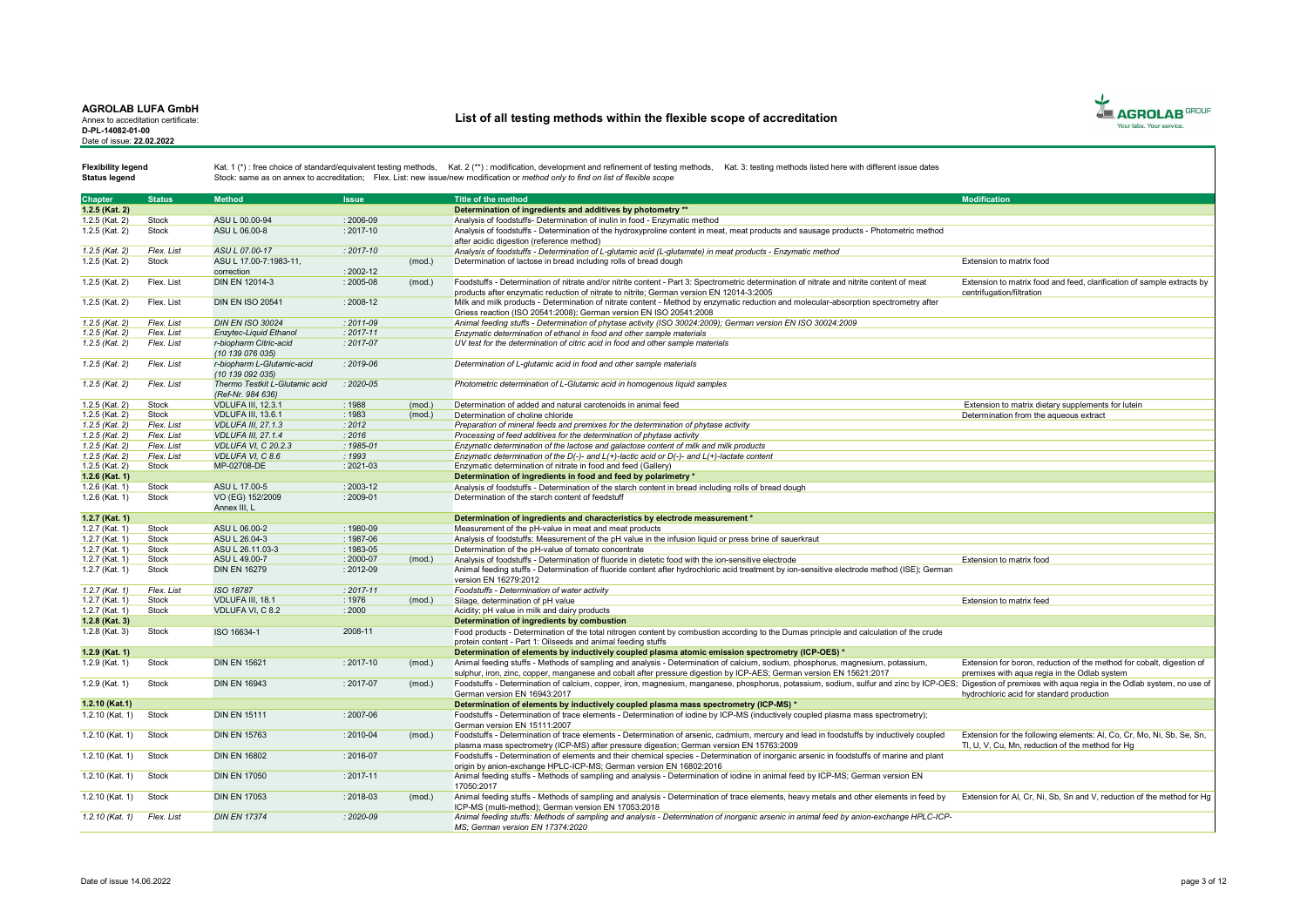**AGROLAB LUFA GmbH**
Annex to accreditation certificate:
**D-PL-14082-01-00**
Date of issue: **22.02.2022**

## List of all testing methods within the flexible scope of accreditation

**Flexibility legend** Kat. 1 (*) : free choice of standard/equivalent testing methods, Kat. 2 (**) : modification, development and refinement of testing methods, Kat. 3: testing methods listed here with different issue dates
**Status legend** Stock: same as on annex to accreditation; Flex. List: new issue/new modification or *method only to find on list of flexible scope*

| Chapter | Status | Method | Issue | | Title of the method | Modification |
|---|---|---|---|---|---|---|
| **1.2.5 (Kat. 2)** | | | | | **Determination of ingredients and additives by photometry \*\*** | |
| 1.2.5 (Kat. 2) | Stock | ASU L 00.00-94 | : 2006-09 | | Analysis of foodstuffs- Determination of inulin in food - Enzymatic method | |
| 1.2.5 (Kat. 2) | Stock | ASU L 06.00-8 | : 2017-10 | | Analysis of foodstuffs - Determination of the hydroxyproline content in meat, meat products and sausage products - Photometric method after acidic digestion (reference method) | |
| *1.2.5 (Kat. 2)* | *Flex. List* | *ASU L 07.00-17* | *: 2017-10* | | *Analysis of foodstuffs - Determination of L-glutamic acid (L-glutamate) in meat products - Enzymatic method* | |
| 1.2.5 (Kat. 2) | Stock | ASU L 17.00-7:1983-11, correction | : 2002-12 | (mod.) | Determination of lactose in bread including rolls of bread dough | Extension to matrix food |
| 1.2.5 (Kat. 2) | Flex. List | DIN EN 12014-3 | : 2005-08 | (mod.) | Foodstuffs - Determination of nitrate and/or nitrite content - Part 3: Spectrometric determination of nitrate and nitrite content of meat products after enzymatic reduction of nitrate to nitrite; German version EN 12014-3:2005 | Extension to matrix food and feed, clarification of sample extracts by centrifugation/filtration |
| 1.2.5 (Kat. 2) | Flex. List | DIN EN ISO 20541 | : 2008-12 | | Milk and milk products - Determination of nitrate content - Method by enzymatic reduction and molecular-absorption spectrometry after Griess reaction (ISO 20541:2008); German version EN ISO 20541:2008 | |
| *1.2.5 (Kat. 2)* | *Flex. List* | *DIN EN ISO 30024* | *: 2011-09* | | *Animal feeding stuffs - Determination of phytase activity (ISO 30024:2009); German version EN ISO 30024:2009* | |
| *1.2.5 (Kat. 2)* | *Flex. List* | *Enzytec-Liquid Ethanol* | *: 2017-11* | | *Enzymatic determination of ethanol in food and other sample materials* | |
| *1.2.5 (Kat. 2)* | *Flex. List* | *r-biopharm Citric-acid (10 139 076 035)* | *: 2017-07* | | *UV test for the determination of citric acid in food and other sample materials* | |
| *1.2.5 (Kat. 2)* | *Flex. List* | *r-biopharm L-Glutamic-acid (10 139 092 035)* | *: 2019-06* | | *Determination of L-glutamic acid in food and other sample materials* | |
| *1.2.5 (Kat. 2)* | *Flex. List* | *Thermo Testkit L-Glutamic acid (Ref-Nr. 984 636)* | *: 2020-05* | | *Photometric determination of L-Glutamic acid in homogenous liquid samples* | |
| 1.2.5 (Kat. 2) | Stock | VDLUFA III, 12.3.1 | : 1988 | (mod.) | Determination of added and natural carotenoids in animal feed | Extension to matrix dietary supplements for lutein |
| 1.2.5 (Kat. 2) | Stock | VDLUFA III, 13.6.1 | : 1983 | (mod.) | Determination of choline chloride | Determination from the aqueous extract |
| *1.2.5 (Kat. 2)* | *Flex. List* | *VDLUFA III, 27.1.3* | *: 2012* | | *Preparation of mineral feeds and premixes for the determination of phytase activity* | |
| *1.2.5 (Kat. 2)* | *Flex. List* | *VDLUFA III, 27.1.4* | *: 2016* | | *Processing of feed additives for the determination of phytase activity* | |
| *1.2.5 (Kat. 2)* | *Flex. List* | *VDLUFA VI, C 20.2.3* | *: 1985-01* | | *Enzymatic determination of the lactose and galactose content of milk and milk products* | |
| *1.2.5 (Kat. 2)* | *Flex. List* | *VDLUFA VI, C 8.6* | *: 1993* | | *Enzymatic determination of the D(-)- and L(+)-lactic acid or D(-)- and L(+)-lactate content* | |
| 1.2.5 (Kat. 2) | Stock | MP-02708-DE | : 2021-03 | | Enzymatic determination of nitrate in food and feed (Gallery) | |
| **1.2.6 (Kat. 1)** | | | | | **Determination of ingredients in food and feed by polarimetry \*** | |
| 1.2.6 (Kat. 1) | Stock | ASU L 17.00-5 | : 2003-12 | | Analysis of foodstuffs - Determination of the starch content in bread including rolls of bread dough | |
| 1.2.6 (Kat. 1) | Stock | VO (EG) 152/2009 Annex III, L | : 2009-01 | | Determination of the starch content of feedstuff | |
| **1.2.7 (Kat. 1)** | | | | | **Determination of ingredients and characteristics by electrode measurement \*** | |
| 1.2.7 (Kat. 1) | Stock | ASU L 06.00-2 | : 1980-09 | | Measurement of the pH-value in meat and meat products | |
| 1.2.7 (Kat. 1) | Stock | ASU L 26.04-3 | : 1987-06 | | Analysis of foodstuffs: Measurement of the pH value in the infusion liquid or press brine of sauerkraut | |
| 1.2.7 (Kat. 1) | Stock | ASU L 26.11.03-3 | : 1983-05 | | Determination of the pH-value of tomato concentrate | |
| 1.2.7 (Kat. 1) | Stock | ASU L 49.00-7 | : 2000-07 | (mod.) | Analysis of foodstuffs - Determination of fluoride in dietetic food with the ion-sensitive electrode | Extension to matrix food |
| 1.2.7 (Kat. 1) | Stock | DIN EN 16279 | : 2012-09 | | Animal feeding stuffs - Determination of fluoride content after hydrochloric acid treatment by ion-sensitive electrode method (ISE); German version EN 16279:2012 | |
| *1.2.7 (Kat. 1)* | *Flex. List* | *ISO 18787* | *: 2017-11* | | *Foodstuffs - Determination of water activity* | |
| 1.2.7 (Kat. 1) | Stock | VDLUFA III, 18.1 | : 1976 | (mod.) | Silage, determination of pH value | Extension to matrix feed |
| 1.2.7 (Kat. 1) | Stock | VDLUFA VI, C 8.2 | : 2000 | | Acidity; pH value in milk and dairy products | |
| **1.2.8 (Kat. 3)** | | | | | **Determination of ingredients by combustion** | |
| 1.2.8 (Kat. 3) | Stock | ISO 16634-1 | 2008-11 | | Food products - Determination of the total nitrogen content by combustion according to the Dumas principle and calculation of the crude protein content - Part 1: Oilseeds and animal feeding stuffs | |
| **1.2.9 (Kat. 1)** | | | | | **Determination of elements by inductively coupled plasma atomic emission spectrometry (ICP-OES) \*** | |
| 1.2.9 (Kat. 1) | Stock | DIN EN 15621 | : 2017-10 | (mod.) | Animal feeding stuffs - Methods of sampling and analysis - Determination of calcium, sodium, phosphorus, magnesium, potassium, sulphur, iron, zinc, copper, manganese and cobalt after pressure digestion by ICP-AES; German version EN 15621:2017 | Extension for boron, reduction of the method for cobalt, digestion of premixes with aqua regia in the Odlab system |
| 1.2.9 (Kat. 1) | Stock | DIN EN 16943 | : 2017-07 | (mod.) | Foodstuffs - Determination of calcium, copper, iron, magnesium, manganese, phosphorus, potassium, sodium, sulfur and zinc by ICP-OES; German version EN 16943:2017 | Digestion of premixes with aqua regia in the Odlab system, no use of hydrochloric acid for standard production |
| **1.2.10 (Kat.1)** | | | | | **Determination of elements by inductively coupled plasma mass spectrometry (ICP-MS) \*** | |
| 1.2.10 (Kat. 1) | Stock | DIN EN 15111 | : 2007-06 | | Foodstuffs - Determination of trace elements - Determination of iodine by ICP-MS (inductively coupled plasma mass spectrometry); German version EN 15111:2007 | |
| 1.2.10 (Kat. 1) | Stock | DIN EN 15763 | : 2010-04 | (mod.) | Foodstuffs - Determination of trace elements - Determination of arsenic, cadmium, mercury and lead in foodstuffs by inductively coupled plasma mass spectrometry (ICP-MS) after pressure digestion; German version EN 15763:2009 | Extension for the following elements: Al, Co, Cr, Mo, Ni, Sb, Se, Sn, Tl, U, V, Cu, Mn, reduction of the method for Hg |
| 1.2.10 (Kat. 1) | Stock | DIN EN 16802 | : 2016-07 | | Foodstuffs - Determination of elements and their chemical species - Determination of inorganic arsenic in foodstuffs of marine and plant origin by anion-exchange HPLC-ICP-MS; German version EN 16802:2016 | |
| 1.2.10 (Kat. 1) | Stock | DIN EN 17050 | : 2017-11 | | Animal feeding stuffs - Methods of sampling and analysis - Determination of iodine in animal feed by ICP-MS; German version EN 17050:2017 | |
| 1.2.10 (Kat. 1) | Stock | DIN EN 17053 | : 2018-03 | (mod.) | Animal feeding stuffs - Methods of sampling and analysis - Determination of trace elements, heavy metals and other elements in feed by ICP-MS (multi-method); German version EN 17053:2018 | Extension for Al, Cr, Ni, Sb, Sn and V, reduction of the method for Hg |
| *1.2.10 (Kat. 1)* | *Flex. List* | *DIN EN 17374* | *: 2020-09* | | *Animal feeding stuffs: Methods of sampling and analysis - Determination of inorganic arsenic in animal feed by anion-exchange HPLC-ICP-MS; German version EN 17374:2020* | |

Date of issue 14.06.2022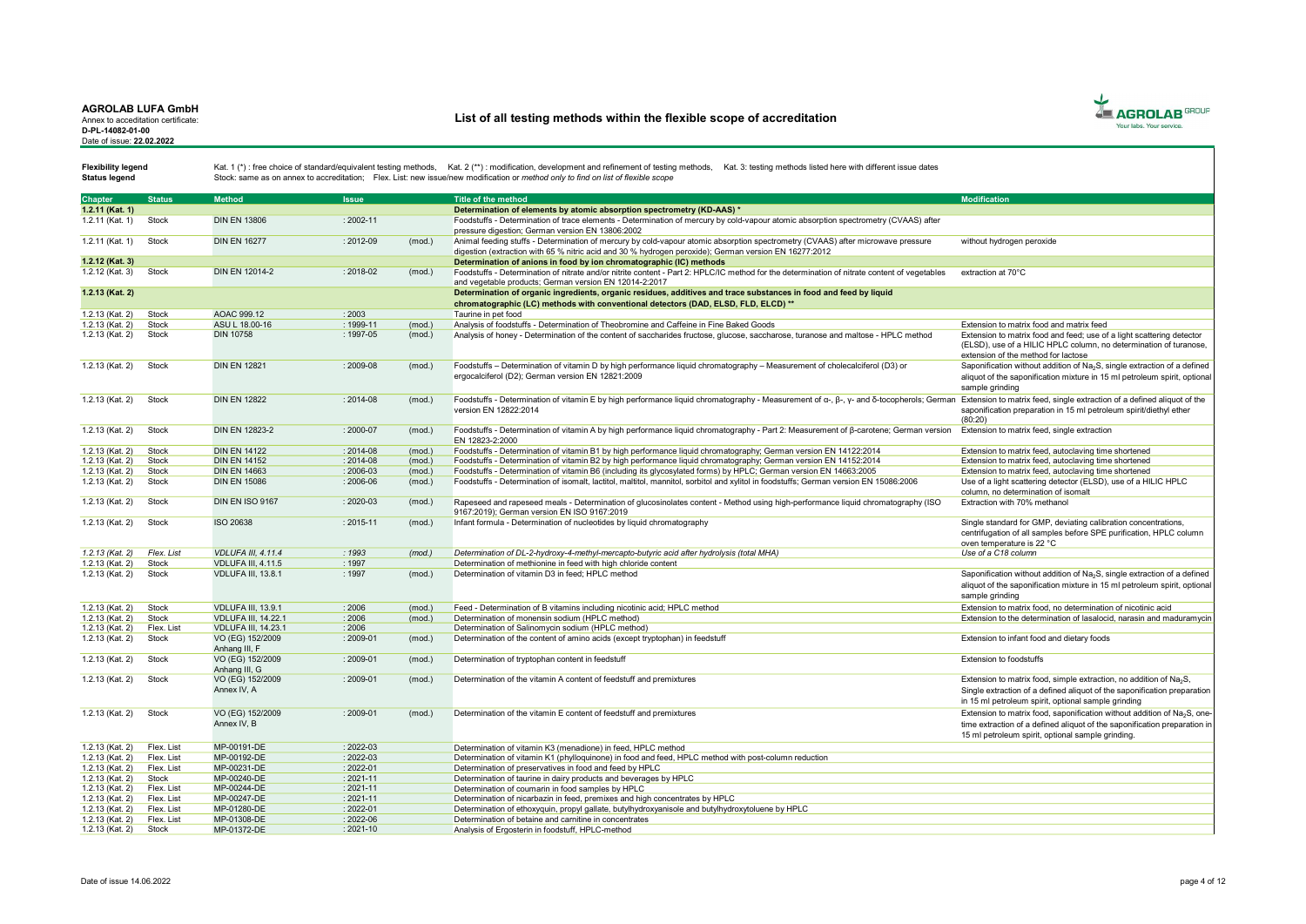**AGROLAB LUFA GmbH**
Annex to accreditation certificate:
**D-PL-14082-01-00**
Date of issue: **22.02.2022**

# List of all testing methods within the flexible scope of accreditation

**Flexibility legend** Kat. 1 (*) : free choice of standard/equivalent testing methods, Kat. 2 (**) : modification, development and refinement of testing methods, Kat. 3: testing methods listed here with different issue dates
**Status legend** Stock: same as on annex to accreditation; Flex. List: new issue/new modification or *method only to find on list of flexible scope*

| Chapter | Status | Method | Issue | | Title of the method | Modification |
|---|---|---|---|---|---|---|
| **1.2.11 (Kat. 1)** | | | | | **Determination of elements by atomic absorption spectrometry (KD-AAS) *** | |
| 1.2.11 (Kat. 1) | Stock | DIN EN 13806 | : 2002-11 | | Foodstuffs - Determination of trace elements - Determination of mercury by cold-vapour atomic absorption spectrometry (CVAAS) after pressure digestion; German version EN 13806:2002 | |
| 1.2.11 (Kat. 1) | Stock | DIN EN 16277 | : 2012-09 | (mod.) | Animal feeding stuffs - Determination of mercury by cold-vapour atomic absorption spectrometry (CVAAS) after microwave pressure digestion (extraction with 65 % nitric acid and 30 % hydrogen peroxide); German version EN 16277:2012 | without hydrogen peroxide |
| **1.2.12 (Kat. 3)** | | | | | **Determination of anions in food by ion chromatographic (IC) methods** | |
| 1.2.12 (Kat. 3) | Stock | DIN EN 12014-2 | : 2018-02 | (mod.) | Foodstuffs - Determination of nitrate and/or nitrite content - Part 2: HPLC/IC method for the determination of nitrate content of vegetables and vegetable products; German version EN 12014-2:2017 | extraction at 70°C |
| **1.2.13 (Kat. 2)** | | | | | **Determination of organic ingredients, organic residues, additives and trace substances in food and feed by liquid chromatographic (LC) methods with conventional detectors (DAD, ELSD, FLD, ELCD) **** | |
| 1.2.13 (Kat. 2) | Stock | AOAC 999.12 | : 2003 | | Taurine in pet food | |
| 1.2.13 (Kat. 2) | Stock | ASU L 18.00-16 | : 1999-11 | (mod.) | Analysis of foodstuffs - Determination of Theobromine and Caffeine in Fine Baked Goods | Extension to matrix food and matrix feed |
| 1.2.13 (Kat. 2) | Stock | DIN 10758 | : 1997-05 | (mod.) | Analysis of honey - Determination of the content of saccharides fructose, glucose, saccharose, turanose and maltose - HPLC method | Extension to matrix food and feed; use of a light scattering detector (ELSD), use of a HILIC HPLC column, no determination of turanose, extension of the method for lactose |
| 1.2.13 (Kat. 2) | Stock | DIN EN 12821 | : 2009-08 | (mod.) | Foodstuffs – Determination of vitamin D by high performance liquid chromatography – Measurement of cholecalciferol (D3) or ergocalciferol (D2); German version EN 12821:2009 | Saponification without addition of $Na_2S$, single extraction of a defined aliquot of the saponification mixture in 15 ml petroleum spirit, optional sample grinding |
| 1.2.13 (Kat. 2) | Stock | DIN EN 12822 | : 2014-08 | (mod.) | Foodstuffs - Determination of vitamin E by high performance liquid chromatography - Measurement of α-, β-, γ- and δ-tocopherols; German version EN 12822:2014 | Extension to matrix feed, single extraction of a defined aliquot of the saponification preparation in 15 ml petroleum spirit/diethyl ether (80:20) |
| 1.2.13 (Kat. 2) | Stock | DIN EN 12823-2 | : 2000-07 | (mod.) | Foodstuffs - Determination of vitamin A by high performance liquid chromatography - Part 2: Measurement of β-carotene; German version EN 12823-2:2000 | Extension to matrix feed, single extraction |
| 1.2.13 (Kat. 2) | Stock | DIN EN 14122 | : 2014-08 | (mod.) | Foodstuffs - Determination of vitamin B1 by high performance liquid chromatography; German version EN 14122:2014 | Extension to matrix feed, autoclaving time shortened |
| 1.2.13 (Kat. 2) | Stock | DIN EN 14152 | : 2014-08 | (mod.) | Foodstuffs - Determination of vitamin B2 by high performance liquid chromatography; German version EN 14152:2014 | Extension to matrix feed, autoclaving time shortened |
| 1.2.13 (Kat. 2) | Stock | DIN EN 14663 | : 2006-03 | (mod.) | Foodstuffs - Determination of vitamin B6 (including its glycosylated forms) by HPLC; German version EN 14663:2005 | Extension to matrix feed, autoclaving time shortened |
| 1.2.13 (Kat. 2) | Stock | DIN EN 15086 | : 2006-06 | (mod.) | Foodstuffs - Determination of isomalt, lactitol, maltitol, mannitol, sorbitol and xylitol in foodstuffs; German version EN 15086:2006 | Use of a light scattering detector (ELSD), use of a HILIC HPLC column, no determination of isomalt |
| 1.2.13 (Kat. 2) | Stock | DIN EN ISO 9167 | : 2020-03 | (mod.) | Rapeseed and rapeseed meals - Determination of glucosinolates content - Method using high-performance liquid chromatography (ISO 9167:2019); German version EN ISO 9167:2019 | Extraction with 70% methanol |
| 1.2.13 (Kat. 2) | Stock | ISO 20638 | : 2015-11 | (mod.) | Infant formula - Determination of nucleotides by liquid chromatography | Single standard for GMP, deviating calibration concentrations, centrifugation of all samples before SPE purification, HPLC column oven temperature is 22 °C |
| *1.2.13 (Kat. 2)* | *Flex. List* | *VDLUFA III, 4.11.4* | *: 1993* | *(mod.)* | *Determination of DL-2-hydroxy-4-methyl-mercapto-butyric acid after hydrolysis (total MHA)* | *Use of a C18 column* |
| 1.2.13 (Kat. 2) | Stock | VDLUFA III, 4.11.5 | : 1997 | | Determination of methionine in feed with high chloride content | |
| 1.2.13 (Kat. 2) | Stock | VDLUFA III, 13.8.1 | : 1997 | (mod.) | Determination of vitamin D3 in feed; HPLC method | Saponification without addition of $Na_2S$, single extraction of a defined aliquot of the saponification mixture in 15 ml petroleum spirit, optional sample grinding |
| 1.2.13 (Kat. 2) | Stock | VDLUFA III, 13.9.1 | : 2006 | (mod.) | Feed - Determination of B vitamins including nicotinic acid; HPLC method | Extension to matrix food, no determination of nicotinic acid |
| 1.2.13 (Kat. 2) | Stock | VDLUFA III, 14.22.1 | : 2006 | (mod.) | Determination of monensin sodium (HPLC method) | Extension to the determination of lasalocid, narasin and maduramycin |
| 1.2.13 (Kat. 2) | Flex. List | VDLUFA III, 14.23.1 | : 2006 | | Determination of Salinomycin sodium (HPLC method) | |
| 1.2.13 (Kat. 2) | Stock | VO (EG) 152/2009 Anhang III, F | : 2009-01 | (mod.) | Determination of the content of amino acids (except tryptophan) in feedstuff | Extension to infant food and dietary foods |
| 1.2.13 (Kat. 2) | Stock | VO (EG) 152/2009 Anhang III, G | : 2009-01 | (mod.) | Determination of tryptophan content in feedstuff | Extension to foodstuffs |
| 1.2.13 (Kat. 2) | Stock | VO (EG) 152/2009 Annex IV, A | : 2009-01 | (mod.) | Determination of the vitamin A content of feedstuff and premixtures | Extension to matrix food, simple extraction, no addition of $Na_2S$, Single extraction of a defined aliquot of the saponification preparation in 15 ml petroleum spirit, optional sample grinding |
| 1.2.13 (Kat. 2) | Stock | VO (EG) 152/2009 Annex IV, B | : 2009-01 | (mod.) | Determination of the vitamin E content of feedstuff and premixtures | Extension to matrix food, saponification without addition of $Na_2S$, one-time extraction of a defined aliquot of the saponification preparation in 15 ml petroleum spirit, optional sample grinding. |
| 1.2.13 (Kat. 2) | Flex. List | MP-00191-DE | : 2022-03 | | Determination of vitamin K3 (menadione) in feed, HPLC method | |
| 1.2.13 (Kat. 2) | Flex. List | MP-00192-DE | : 2022-03 | | Determination of vitamin K1 (phylloquinone) in food and feed, HPLC method with post-column reduction | |
| 1.2.13 (Kat. 2) | Flex. List | MP-00231-DE | : 2022-01 | | Determination of preservatives in food and feed by HPLC | |
| 1.2.13 (Kat. 2) | Stock | MP-00240-DE | : 2021-11 | | Determination of taurine in dairy products and beverages by HPLC | |
| 1.2.13 (Kat. 2) | Flex. List | MP-00244-DE | : 2021-11 | | Determination of coumarin in food samples by HPLC | |
| 1.2.13 (Kat. 2) | Flex. List | MP-00247-DE | : 2021-11 | | Determination of nicarbazin in feed, premixes and high concentrates by HPLC | |
| 1.2.13 (Kat. 2) | Flex. List | MP-01280-DE | : 2022-01 | | Determination of ethoxyquin, propyl gallate, butylhydroxyanisole and butylhydroxytoluene by HPLC | |
| 1.2.13 (Kat. 2) | Flex. List | MP-01308-DE | : 2022-06 | | Determination of betaine and carnitine in concentrates | |
| 1.2.13 (Kat. 2) | Stock | MP-01372-DE | : 2021-10 | | Analysis of Ergosterin in foodstuff, HPLC-method | |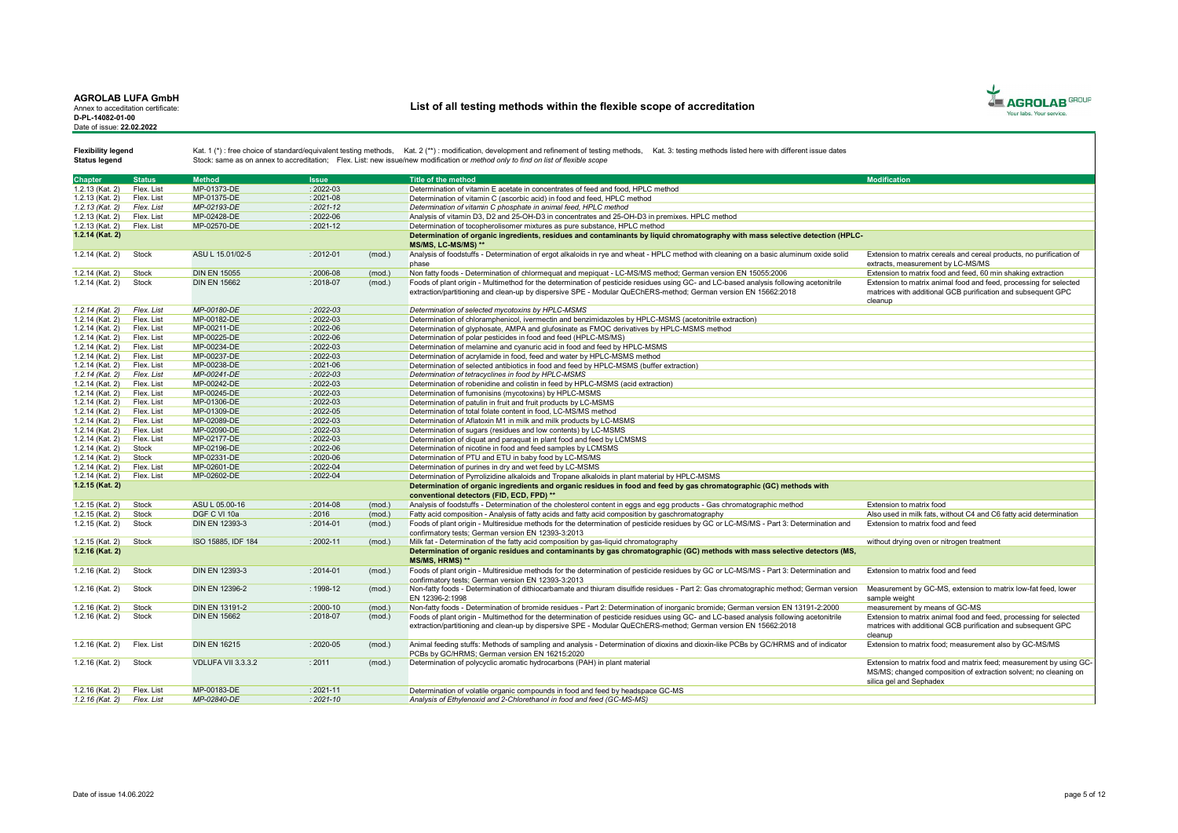**AGROLAB LUFA GmbH**
Annex to accreditation certificate:
**D-PL-14082-01-00**
Date of issue: **22.02.2022**

## List of all testing methods within the flexible scope of accreditation

**Flexibility legend** Kat. 1 (*) : free choice of standard/equivalent testing methods, Kat. 2 (**) : modification, development and refinement of testing methods, Kat. 3: testing methods listed here with different issue dates
**Status legend** Stock: same as on annex to accreditation; Flex. List: new issue/new modification or *method only to find on list of flexible scope*

| Chapter | Status | Method | Issue | | Title of the method | Modification |
|---|---|---|---|---|---|---|
| 1.2.13 (Kat. 2) | Flex. List | MP-01373-DE | : 2022-03 | | Determination of vitamin E acetate in concentrates of feed and food, HPLC method | |
| 1.2.13 (Kat. 2) | Flex. List | MP-01375-DE | : 2021-08 | | Determination of vitamin C (ascorbic acid) in food and feed, HPLC method | |
| *1.2.13 (Kat. 2)* | *Flex. List* | *MP-02193-DE* | *: 2021-12* | | *Determination of vitamin C phosphate in animal feed, HPLC method* | |
| 1.2.13 (Kat. 2) | Flex. List | MP-02428-DE | : 2022-06 | | Analysis of vitamin D3, D2 and 25-OH-D3 in concentrates and 25-OH-D3 in premixes. HPLC method | |
| 1.2.13 (Kat. 2) | Flex. List | MP-02570-DE | : 2021-12 | | Determination of tocopherolisomer mixtures as pure substance, HPLC method | |
| **1.2.14 (Kat. 2)** | | | | | **Determination of organic ingredients, residues and contaminants by liquid chromatography with mass selective detection (HPLC-MS/MS, LC-MS/MS) \*\*** | |
| 1.2.14 (Kat. 2) | Stock | ASU L 15.01/02-5 | : 2012-01 | (mod.) | Analysis of foodstuffs - Determination of ergot alkaloids in rye and wheat - HPLC method with cleaning on a basic aluminum oxide solid phase | Extension to matrix cereals and cereal products, no purification of extracts, measurement by LC-MS/MS |
| 1.2.14 (Kat. 2) | Stock | DIN EN 15055 | : 2006-08 | (mod.) | Non fatty foods - Determination of chlormequat and mepiquat - LC-MS/MS method; German version EN 15055:2006 | Extension to matrix food and feed, 60 min shaking extraction |
| 1.2.14 (Kat. 2) | Stock | DIN EN 15662 | : 2018-07 | (mod.) | Foods of plant origin - Multimethod for the determination of pesticide residues using GC- and LC-based analysis following acetonitrile extraction/partitioning and clean-up by dispersive SPE - Modular QuEChERS-method; German version EN 15662:2018 | Extension to matrix animal food and feed, processing for selected matrices with additional GCB purification and subsequent GPC cleanup |
| *1.2.14 (Kat. 2)* | *Flex. List* | *MP-00180-DE* | *: 2022-03* | | *Determination of selected mycotoxins by HPLC-MSMS* | |
| 1.2.14 (Kat. 2) | Flex. List | MP-00182-DE | : 2022-03 | | Determination of chloramphenicol, ivermectin and benzimidazoles by HPLC-MSMS (acetonitrile extraction) | |
| 1.2.14 (Kat. 2) | Flex. List | MP-00211-DE | : 2022-06 | | Determination of glyphosate, AMPA and glufosinate as FMOC derivatives by HPLC-MSMS method | |
| 1.2.14 (Kat. 2) | Flex. List | MP-00225-DE | : 2022-06 | | Determination of polar pesticides in food and feed (HPLC-MS/MS) | |
| 1.2.14 (Kat. 2) | Flex. List | MP-00234-DE | : 2022-03 | | Determination of melamine and cyanuric acid in food and feed by HPLC-MSMS | |
| 1.2.14 (Kat. 2) | Flex. List | MP-00237-DE | : 2022-03 | | Determination of acrylamide in food, feed and water by HPLC-MSMS method | |
| 1.2.14 (Kat. 2) | Flex. List | MP-00238-DE | : 2021-06 | | Determination of selected antibiotics in food and feed by HPLC-MSMS (buffer extraction) | |
| *1.2.14 (Kat. 2)* | *Flex. List* | *MP-00241-DE* | *: 2022-03* | | *Determination of tetracyclines in food by HPLC-MSMS* | |
| 1.2.14 (Kat. 2) | Flex. List | MP-00242-DE | : 2022-03 | | Determination of robenidine and colistin in feed by HPLC-MSMS (acid extraction) | |
| 1.2.14 (Kat. 2) | Flex. List | MP-00245-DE | : 2022-03 | | Determination of fumonisins (mycotoxins) by HPLC-MSMS | |
| 1.2.14 (Kat. 2) | Flex. List | MP-01306-DE | : 2022-03 | | Determination of patulin in fruit and fruit products by LC-MSMS | |
| 1.2.14 (Kat. 2) | Flex. List | MP-01309-DE | : 2022-05 | | Determination of total folate content in food, LC-MS/MS method | |
| 1.2.14 (Kat. 2) | Flex. List | MP-02089-DE | : 2022-03 | | Determination of Aflatoxin M1 in milk and milk products by LC-MSMS | |
| 1.2.14 (Kat. 2) | Flex. List | MP-02090-DE | : 2022-03 | | Determination of sugars (residues and low contents) by LC-MSMS | |
| 1.2.14 (Kat. 2) | Flex. List | MP-02177-DE | : 2022-03 | | Determination of diquat and paraquat in plant food and feed by LCMSMS | |
| 1.2.14 (Kat. 2) | Stock | MP-02196-DE | : 2022-06 | | Determination of nicotine in food and feed samples by LCMSMS | |
| 1.2.14 (Kat. 2) | Stock | MP-02331-DE | : 2020-06 | | Determination of PTU and ETU in baby food by LC-MS/MS | |
| 1.2.14 (Kat. 2) | Flex. List | MP-02601-DE | : 2022-04 | | Determination of purines in dry and wet feed by LC-MSMS | |
| 1.2.14 (Kat. 2) | Flex. List | MP-02602-DE | : 2022-04 | | Determination of Pyrrolizidine alkaloids and Tropane alkaloids in plant material by HPLC-MSMS | |
| **1.2.15 (Kat. 2)** | | | | | **Determination of organic ingredients and organic residues in food and feed by gas chromatographic (GC) methods with conventional detectors (FID, ECD, FPD) \*\*** | |
| 1.2.15 (Kat. 2) | Stock | ASU L 05.00-16 | : 2014-08 | (mod.) | Analysis of foodstuffs - Determination of the cholesterol content in eggs and egg products - Gas chromatographic method | Extension to matrix food |
| 1.2.15 (Kat. 2) | Stock | DGF C VI 10a | : 2016 | (mod.) | Fatty acid composition - Analysis of fatty acids and fatty acid composition by gaschromatography | Also used in milk fats, without C4 and C6 fatty acid determination |
| 1.2.15 (Kat. 2) | Stock | DIN EN 12393-3 | : 2014-01 | (mod.) | Foods of plant origin - Multiresidue methods for the determination of pesticide residues by GC or LC-MS/MS - Part 3: Determination and confirmatory tests; German version EN 12393-3:2013 | Extension to matrix food and feed |
| 1.2.15 (Kat. 2) | Stock | ISO 15885, IDF 184 | : 2002-11 | (mod.) | Milk fat - Determination of the fatty acid composition by gas-liquid chromatography | without drying oven or nitrogen treatment |
| **1.2.16 (Kat. 2)** | | | | | **Determination of organic residues and contaminants by gas chromatographic (GC) methods with mass selective detectors (MS, MS/MS, HRMS) \*\*** | |
| 1.2.16 (Kat. 2) | Stock | DIN EN 12393-3 | : 2014-01 | (mod.) | Foods of plant origin - Multiresidue methods for the determination of pesticide residues by GC or LC-MS/MS - Part 3: Determination and confirmatory tests; German version EN 12393-3:2013 | Extension to matrix food and feed |
| 1.2.16 (Kat. 2) | Stock | DIN EN 12396-2 | : 1998-12 | (mod.) | Non-fatty foods - Determination of dithiocarbamate and thiuram disulfide residues - Part 2: Gas chromatographic method; German version EN 12396-2:1998 | Measurement by GC-MS, extension to matrix low-fat feed, lower sample weight |
| 1.2.16 (Kat. 2) | Stock | DIN EN 13191-2 | : 2000-10 | (mod.) | Non-fatty foods - Determination of bromide residues - Part 2: Determination of inorganic bromide; German version EN 13191-2:2000 | measurement by means of GC-MS |
| 1.2.16 (Kat. 2) | Stock | DIN EN 15662 | : 2018-07 | (mod.) | Foods of plant origin - Multimethod for the determination of pesticide residues using GC- and LC-based analysis following acetonitrile extraction/partitioning and clean-up by dispersive SPE - Modular QuEChERS-method; German version EN 15662:2018 | Extension to matrix animal food and feed, processing for selected matrices with additional GCB purification and subsequent GPC cleanup |
| 1.2.16 (Kat. 2) | Flex. List | DIN EN 16215 | : 2020-05 | (mod.) | Animal feeding stuffs: Methods of sampling and analysis - Determination of dioxins and dioxin-like PCBs by GC/HRMS and of indicator PCBs by GC/HRMS; German version EN 16215:2020 | Extension to matrix food; measurement also by GC-MS/MS |
| 1.2.16 (Kat. 2) | Stock | VDLUFA VII 3.3.3.2 | : 2011 | (mod.) | Determination of polycyclic aromatic hydrocarbons (PAH) in plant material | Extension to matrix food and matrix feed; measurement by using GC-MS/MS; changed composition of extraction solvent; no cleaning on silica gel and Sephadex |
| 1.2.16 (Kat. 2) | Flex. List | MP-00183-DE | : 2021-11 | | Determination of volatile organic compounds in food and feed by headspace GC-MS | |
| *1.2.16 (Kat. 2)* | *Flex. List* | *MP-02840-DE* | *: 2021-10* | | *Analysis of Ethylenoxid and 2-Chlorethanol in food and feed (GC-MS-MS)* | |

Date of issue 14.06.2022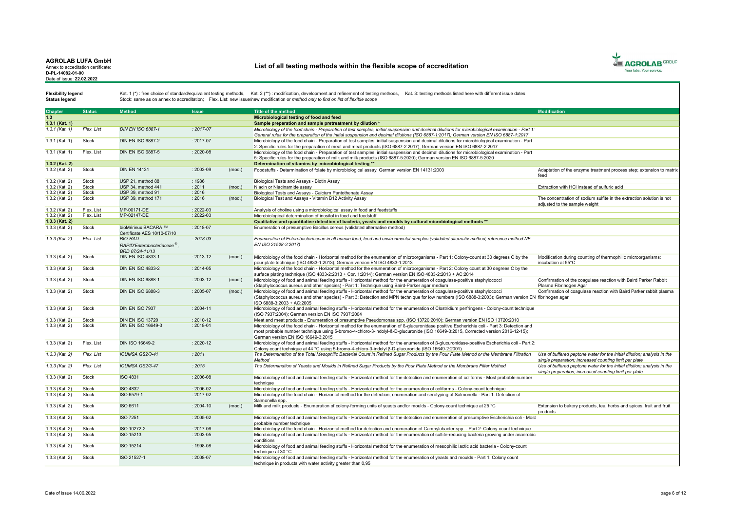**AGROLAB LUFA GmbH**
Annex to accreditation certificate:
**D-PL-14082-01-00**
Date of issue: **22.02.2022**

# List of all testing methods within the flexible scope of accreditation

**Flexibility legend** Kat. 1 (*) : free choice of standard/equivalent testing methods, Kat. 2 (**) : modification, development and refinement of testing methods, Kat. 3: testing methods listed here with different issue dates
**Status legend** Stock: same as on annex to accreditation; Flex. List: new issue/new modification or *method only to find on list of flexible scope*

| Chapter | Status | Method | Issue | | Title of the method | Modification |
|---|---|---|---|---|---|---|
| **1.3** | | | | | **Microbiological testing of food and feed** | |
| **1.3.1 (Kat. 1)** | | | | | **Sample preparation and sample pretreatment by dilution \*** | |
| *1.3.1 (Kat. 1)* | *Flex. List* | *DIN EN ISO 6887-1* | *: 2017-07* | | *Microbiology of the food chain - Preparation of test samples, initial suspension and decimal dilutions for microbiological examination - Part 1: General rules for the preparation of the initial suspension and decimal dilutions (ISO 6887-1:2017); German version EN ISO 6887-1:2017* | |
| 1.3.1 (Kat. 1) | Stock | DIN EN ISO 6887-2 | : 2017-07 | | Microbiology of the food chain - Preparation of test samples, initial suspension and decimal dilutions for microbiological examination - Part 2: Specific rules for the preparation of meat and meat products (ISO 6887-2:2017); German version EN ISO 6887-2:2017 | |
| 1.3.1 (Kat. 1) | Flex. List | DIN EN ISO 6887-5 | : 2020-08 | | Microbiology of the food chain - Preparation of test samples, initial suspension and decimal dilutions for microbiological examination - Part 5: Specific rules for the preparation of milk and milk products (ISO 6887-5:2020); German version EN ISO 6887-5:2020 | |
| **1.3.2 (Kat. 2)** | | | | | **Determination of vitamins by microbiological testing \*\*** | |
| 1.3.2 (Kat. 2) | Stock | DIN EN 14131 | : 2003-09 | (mod.) | Foodstuffs - Determination of folate by microbiological assay; German version EN 14131:2003 | Adaptation of the enzyme treatment process step; extension to matrix feed |
| 1.3.2 (Kat. 2) | Stock | USP 21, method 88 | : 1986 | | Biological Tests and Assays - Biotin Assay | |
| 1.3.2 (Kat. 2) | Stock | USP 34, method 441 | : 2011 | (mod.) | Niacin or Niacinamide assay | Extraction with HCl instead of sulfuric acid |
| 1.3.2 (Kat. 2) | Stock | USP 39, method 91 | : 2016 | | Biological Tests and Assays - Calcium Pantothenate Assay | |
| 1.3.2 (Kat. 2) | Stock | USP 39, method 171 | : 2016 | (mod.) | Biological Test and Assays - Vitamin B12 Activity Assay | The concentration of sodium sulfite in the extraction solution is not adjusted to the sample weight |
| 1.3.2 (Kat. 2) | Flex. List | MP-00171-DE | : 2022-03 | | Analysis of choline using a microbiological assay in food and feedstuffs | |
| 1.3.2 (Kat. 2) | Flex. List | MP-02147-DE | : 2022-03 | | Microbiological determination of inositol in food and feedstuff | |
| **1.3.3 (Kat. 2)** | | | | | **Qualitative and quantitative detection of bacteria, yeasts and moulds by cultural microbiological methods \*\*** | |
| 1.3.3 (Kat. 2) | Stock | bioMérieux BACARA ™ Certificate AES 10/10-07/10 | : 2018-07 | | Enumeration of presumptive Bacillus cereus (validated alternative method) | |
| *1.3.3 (Kat. 2)* | *Flex. List* | *BIO-RAD RAPID'Enterobacteriaceae ®, BRD 07/24-11/13* | *: 2018-03* | | *Enumeration of Enterobacteriaceae in all human food, feed and environmental samples (validated alternativ method; reference method NF EN ISO 21528-2:2017)* | |
| 1.3.3 (Kat. 2) | Stock | DIN EN ISO 4833-1 | : 2013-12 | (mod.) | Microbiology of the food chain - Horizontal method for the enumeration of microorganisms - Part 1: Colony-count at 30 degrees C by the pour plate technique (ISO 4833-1:2013); German version EN ISO 4833-1:2013 | Modification during counting of thermophilic microorganisms: incubation at 55°C |
| 1.3.3 (Kat. 2) | Stock | DIN EN ISO 4833-2 | : 2014-05 | | Microbiology of the food chain - Horizontal method for the enumeration of microorganisms - Part 2: Colony count at 30 degrees C by the surface plating technique (ISO 4833-2:2013 + Cor. 1:2014); German version EN ISO 4833-2:2013 + AC:2014 | |
| 1.3.3 (Kat. 2) | Stock | DIN EN ISO 6888-1 | : 2003-12 | (mod.) | Microbiology of food and animal feeding stuffs - Horizontal method for the enumeration of coagulase-positive staphylococci (Staphylococcus aureus and other species) - Part 1: Technique using Baird-Parker agar medium | Confirmation of the coagulase reaction with Baird Parker Rabbit Plasma Fibrinogen Agar |
| 1.3.3 (Kat. 2) | Stock | DIN EN ISO 6888-3 | : 2005-07 | (mod.) | Microbiology of food and animal feeding stuffs - Horizontal method for the enumeration of coagulase-positive staphylococci (Staphylococcus aureus and other species) - Part 3: Detection and MPN technique for low numbers (ISO 6888-3:2003); German version EN ISO 6888-3:2003 + AC:2005 | Confirmation of coagulase reaction with Baird Parker rabbit plasma fibrinogen agar |
| 1.3.3 (Kat. 2) | Stock | DIN EN ISO 7937 | : 2004-11 | | Microbiology of food and animal feeding stuffs - Horizontal method for the enumeration of Clostridium perfringens - Colony-count technique (ISO 7937:2004); German version EN ISO 7937:2004 | |
| 1.3.3 (Kat. 2) | Stock | DIN EN ISO 13720 | : 2010-12 | | Meat and meat products - Enumeration of presumptive Pseudomonas spp. (ISO 13720:2010); German version EN ISO 13720:2010 | |
| 1.3.3 (Kat. 2) | Stock | DIN EN ISO 16649-3 | : 2018-01 | | Microbiology of the food chain - Horizontal method for the enumeration of ß-glucuronidase positive Escherichia coli - Part 3: Detection and most probable number technique using 5-bromo-4-chloro-3-indolyl-ß-D-glucuronide (ISO 16649-3:2015, Corrected version 2016-12-15); German version EN ISO 16649-3:2015 | |
| 1.3.3 (Kat. 2) | Flex. List | DIN ISO 16649-2 | : 2020-12 | | Microbiology of food and animal feeding stuffs - Horizontal method for the enumeration of β-glucuronidase-positive Escherichia coli - Part 2: Colony-count technique at 44 °C using 5-bromo-4-chloro-3-indolyl β-D-glucuronide (ISO 16649-2:2001) | |
| *1.3.3 (Kat. 2)* | *Flex. List* | *ICUMSA GS2/3-41* | *: 2011* | | *The Determination of the Total Mesophilic Bacterial Count in Refined Sugar Products by the Pour Plate Method or the Membrane Filtration Method* | *Use of buffered peptone water for the initial dilution; analysis in the single preparation; increased counting limit per plate* |
| *1.3.3 (Kat. 2)* | *Flex. List* | *ICUMSA GS2/3-47* | *: 2015* | | *The Determination of Yeasts and Moulds in Refined Sugar Products by the Pour Plate Method or the Membrane Filter Method* | *Use of buffered peptone water for the initial dilution; analysis in the single preparation; increased counting limit per plate* |
| 1.3.3 (Kat. 2) | Stock | ISO 4831 | : 2006-08 | | Microbiology of food and animal feeding stuffs - Horizontal method for the detection and enumeration of coliforms - Most probable number technique | |
| 1.3.3 (Kat. 2) | Stock | ISO 4832 | : 2006-02 | | Microbiology of food and animal feeding stuffs - Horizontal method for the enumeration of coliforms - Colony-count technique | |
| 1.3.3 (Kat. 2) | Stock | ISO 6579-1 | : 2017-02 | | Microbiology of the food chain - Horizontal method for the detection, enumeration and serotyping of Salmonella - Part 1: Detection of Salmonella spp. | |
| 1.3.3 (Kat. 2) | Stock | ISO 6611 | : 2004-10 | (mod.) | Milk and milk products - Enumeration of colony-forming units of yeasts and/or moulds - Colony-count technique at 25 °C | Extension to bakery products, tea, herbs and spices, fruit and fruit products |
| 1.3.3 (Kat. 2) | Stock | ISO 7251 | : 2005-02 | | Microbiology of food and animal feeding stuffs - Horizontal method for the detection and enumeration of presumptive Escherichia coli - Most probable number technique | |
| 1.3.3 (Kat. 2) | Stock | ISO 10272-2 | : 2017-06 | | Microbiology of the food chain - Horizontal method for detection and enumeration of Campylobacter spp. - Part 2: Colony-count technique | |
| 1.3.3 (Kat. 2) | Stock | ISO 15213 | : 2003-05 | | Microbiology of food and animal feeding stuffs - Horizontal method for the enumeration of sulfite-reducing bacteria growing under anaerobic conditions | |
| 1.3.3 (Kat. 2) | Stock | ISO 15214 | : 1998-08 | | Microbiology of food and animal feeding stuffs - Horizontal method for the enumeration of mesophilic lactic acid bacteria - Colony-count technique at 30 °C | |
| 1.3.3 (Kat. 2) | Stock | ISO 21527-1 | : 2008-07 | | Microbiology of food and animal feeding stuffs - Horizontal method for the enumeration of yeasts and moulds - Part 1: Colony count technique in products with water activity greater than 0,95 | |

Date of issue 14.06.2022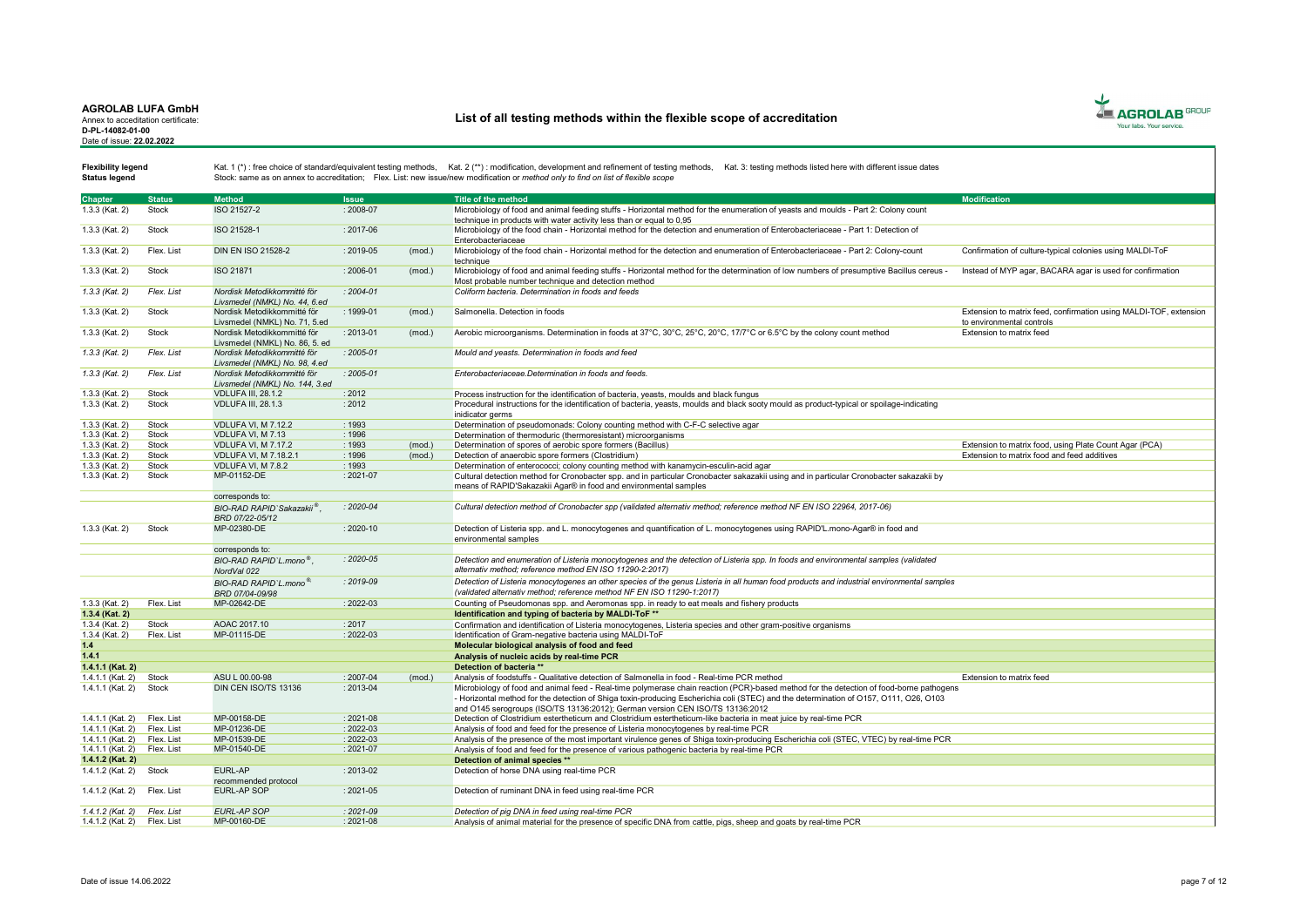**AGROLAB LUFA GmbH**
Annex to accreditation certificate:
**D-PL-14082-01-00**
Date of issue: **22.02.2022**

## List of all testing methods within the flexible scope of accreditation

**Flexibility legend** Kat. 1 (*) : free choice of standard/equivalent testing methods, Kat. 2 (**) : modification, development and refinement of testing methods, Kat. 3: testing methods listed here with different issue dates
**Status legend** Stock: same as on annex to accreditation; Flex. List: new issue/new modification or *method only to find on list of flexible scope*

| Chapter | Status | Method | Issue | | Title of the method | Modification |
|---|---|---|---|---|---|---|
| 1.3.3 (Kat. 2) | Stock | ISO 21527-2 | : 2008-07 | | Microbiology of food and animal feeding stuffs - Horizontal method for the enumeration of yeasts and moulds - Part 2: Colony count technique in products with water activity less than or equal to 0,95 | |
| 1.3.3 (Kat. 2) | Stock | ISO 21528-1 | : 2017-06 | | Microbiology of the food chain - Horizontal method for the detection and enumeration of Enterobacteriaceae - Part 1: Detection of Enterobacteriaceae | |
| 1.3.3 (Kat. 2) | Flex. List | DIN EN ISO 21528-2 | : 2019-05 | (mod.) | Microbiology of the food chain - Horizontal method for the detection and enumeration of Enterobacteriaceae - Part 2: Colony-count technique | Confirmation of culture-typical colonies using MALDI-ToF |
| 1.3.3 (Kat. 2) | Stock | ISO 21871 | : 2006-01 | (mod.) | Microbiology of food and animal feeding stuffs - Horizontal method for the determination of low numbers of presumptive Bacillus cereus - Most probable number technique and detection method | Instead of MYP agar, BACARA agar is used for confirmation |
| *1.3.3 (Kat. 2)* | *Flex. List* | *Nordisk Metodikkommitté för Livsmedel (NMKL) No. 44, 6.ed* | *: 2004-01* | | *Coliform bacteria. Determination in foods and feeds* | |
| 1.3.3 (Kat. 2) | Stock | Nordisk Metodikkommitté för Livsmedel (NMKL) No. 71, 5.ed | : 1999-01 | (mod.) | Salmonella. Detection in foods | Extension to matrix feed, confirmation using MALDI-TOF, extension to environmental controls |
| 1.3.3 (Kat. 2) | Stock | Nordisk Metodikkommitté för Livsmedel (NMKL) No. 86, 5. ed | : 2013-01 | (mod.) | Aerobic microorganisms. Determination in foods at 37°C, 30°C, 25°C, 20°C, 17/7°C or 6.5°C by the colony count method | Extension to matrix feed |
| *1.3.3 (Kat. 2)* | *Flex. List* | *Nordisk Metodikkommitté för Livsmedel (NMKL) No. 98, 4.ed* | *: 2005-01* | | *Mould and yeasts. Determination in foods and feed* | |
| *1.3.3 (Kat. 2)* | *Flex. List* | *Nordisk Metodikkommitté för Livsmedel (NMKL) No. 144, 3.ed* | *: 2005-01* | | *Enterobacteriaceae.Determination in foods and feeds.* | |
| 1.3.3 (Kat. 2) | Stock | VDLUFA III, 28.1.2 | : 2012 | | Process instruction for the identification of bacteria, yeasts, moulds and black fungus | |
| 1.3.3 (Kat. 2) | Stock | VDLUFA III, 28.1.3 | : 2012 | | Procedural instructions for the identification of bacteria, yeasts, moulds and black sooty mould as product-typical or spoilage-indicating inidicator germs | |
| 1.3.3 (Kat. 2) | Stock | VDLUFA VI, M 7.12.2 | : 1993 | | Determination of pseudomonads: Colony counting method with C-F-C selective agar | |
| 1.3.3 (Kat. 2) | Stock | VDLUFA VI, M 7.13 | : 1996 | | Determination of thermoduric (thermoresistant) microorganisms | |
| 1.3.3 (Kat. 2) | Stock | VDLUFA VI, M 7.17.2 | : 1993 | (mod.) | Determination of spores of aerobic spore formers (Bacillus) | Extension to matrix food, using Plate Count Agar (PCA) |
| 1.3.3 (Kat. 2) | Stock | VDLUFA VI, M 7.18.2.1 | : 1996 | (mod.) | Detection of anaerobic spore formers (Clostridium) | Extension to matrix food and feed additives |
| 1.3.3 (Kat. 2) | Stock | VDLUFA VI, M 7.8.2 | : 1993 | | Determination of enterococci; colony counting method with kanamycin-esculin-acid agar | |
| 1.3.3 (Kat. 2) | Stock | MP-01152-DE | : 2021-07 | | Cultural detection method for Cronobacter spp. and in particular Cronobacter sakazakii using and in particular Cronobacter sakazakii by means of RAPID'Sakazakii Agar® in food and environmental samples | |
| | | corresponds to: | | | | |
| | | *BIO-RAD RAPID`Sakazakii®, BRD 07/22-05/12* | *: 2020-04* | | *Cultural detection method of Cronobacter spp (validated alternativ method; reference method NF EN ISO 22964, 2017-06)* | |
| 1.3.3 (Kat. 2) | Stock | MP-02380-DE | : 2020-10 | | Detection of Listeria spp. and L. monocytogenes and quantification of L. monocytogenes using RAPID'L.mono-Agar® in food and environmental samples | |
| | | corresponds to: | | | | |
| | | *BIO-RAD RAPID`L.mono®, NordVal 022* | *: 2020-05* | | *Detection and enumeration of Listeria monocytogenes and the detection of Listeria spp. In foods and environmental samples (validated alternativ method; reference method EN ISO 11290-2:2017)* | |
| | | *BIO-RAD RAPID`L.mono®, BRD 07/04-09/98* | *: 2019-09* | | *Detection of Listeria monocytogenes an other species of the genus Listeria in all human food products and industrial environmental samples (validated alternativ method; reference method NF EN ISO 11290-1:2017)* | |
| 1.3.3 (Kat. 2) | Flex. List | MP-02642-DE | : 2022-03 | | Counting of Pseudomonas spp. and Aeromonas spp. in ready to eat meals and fishery products | |
| **1.3.4 (Kat. 2)** | | | | | **Identification and typing of bacteria by MALDI-ToF \*\*** | |
| 1.3.4 (Kat. 2) | Stock | AOAC 2017.10 | : 2017 | | Confirmation and identification of Listeria monocytogenes, Listeria species and other gram-positive organisms | |
| 1.3.4 (Kat. 2) | Flex. List | MP-01115-DE | : 2022-03 | | Identification of Gram-negative bacteria using MALDI-ToF | |
| **1.4** | | | | | **Molecular biological analysis of food and feed** | |
| **1.4.1** | | | | | **Analysis of nucleic acids by real-time PCR** | |
| **1.4.1.1 (Kat. 2)** | | | | | **Detection of bacteria \*\*** | |
| 1.4.1.1 (Kat. 2) | Stock | ASU L 00.00-98 | : 2007-04 | (mod.) | Analysis of foodstuffs - Qualitative detection of Salmonella in food - Real-time PCR method | Extension to matrix feed |
| 1.4.1.1 (Kat. 2) | Stock | DIN CEN ISO/TS 13136 | : 2013-04 | | Microbiology of food and animal feed - Real-time polymerase chain reaction (PCR)-based method for the detection of food-borne pathogens - Horizontal method for the detection of Shiga toxin-producing Escherichia coli (STEC) and the determination of O157, O111, O26, O103 and O145 serogroups (ISO/TS 13136:2012); German version CEN ISO/TS 13136:2012 | |
| 1.4.1.1 (Kat. 2) | Flex. List | MP-00158-DE | : 2021-08 | | Detection of Clostridium estertheticum and Clostridium estertheticum-like bacteria in meat juice by real-time PCR | |
| 1.4.1.1 (Kat. 2) | Flex. List | MP-01236-DE | : 2022-03 | | Analysis of food and feed for the presence of Listeria monocytogenes by real-time PCR | |
| 1.4.1.1 (Kat. 2) | Flex. List | MP-01539-DE | : 2022-03 | | Analysis of the presence of the most important virulence genes of Shiga toxin-producing Escherichia coli (STEC, VTEC) by real-time PCR | |
| 1.4.1.1 (Kat. 2) | Flex. List | MP-01540-DE | : 2021-07 | | Analysis of food and feed for the presence of various pathogenic bacteria by real-time PCR | |
| **1.4.1.2 (Kat. 2)** | | | | | **Detection of animal species \*\*** | |
| 1.4.1.2 (Kat. 2) | Stock | EURL-AP recommended protocol | : 2013-02 | | Detection of horse DNA using real-time PCR | |
| 1.4.1.2 (Kat. 2) | Flex. List | EURL-AP SOP | : 2021-05 | | Detection of ruminant DNA in feed using real-time PCR | |
| *1.4.1.2 (Kat. 2)* | *Flex. List* | *EURL-AP SOP* | *: 2021-09* | | *Detection of pig DNA in feed using real-time PCR* | |
| 1.4.1.2 (Kat. 2) | Flex. List | MP-00160-DE | : 2021-08 | | Analysis of animal material for the presence of specific DNA from cattle, pigs, sheep and goats by real-time PCR | |

Date of issue 14.06.2022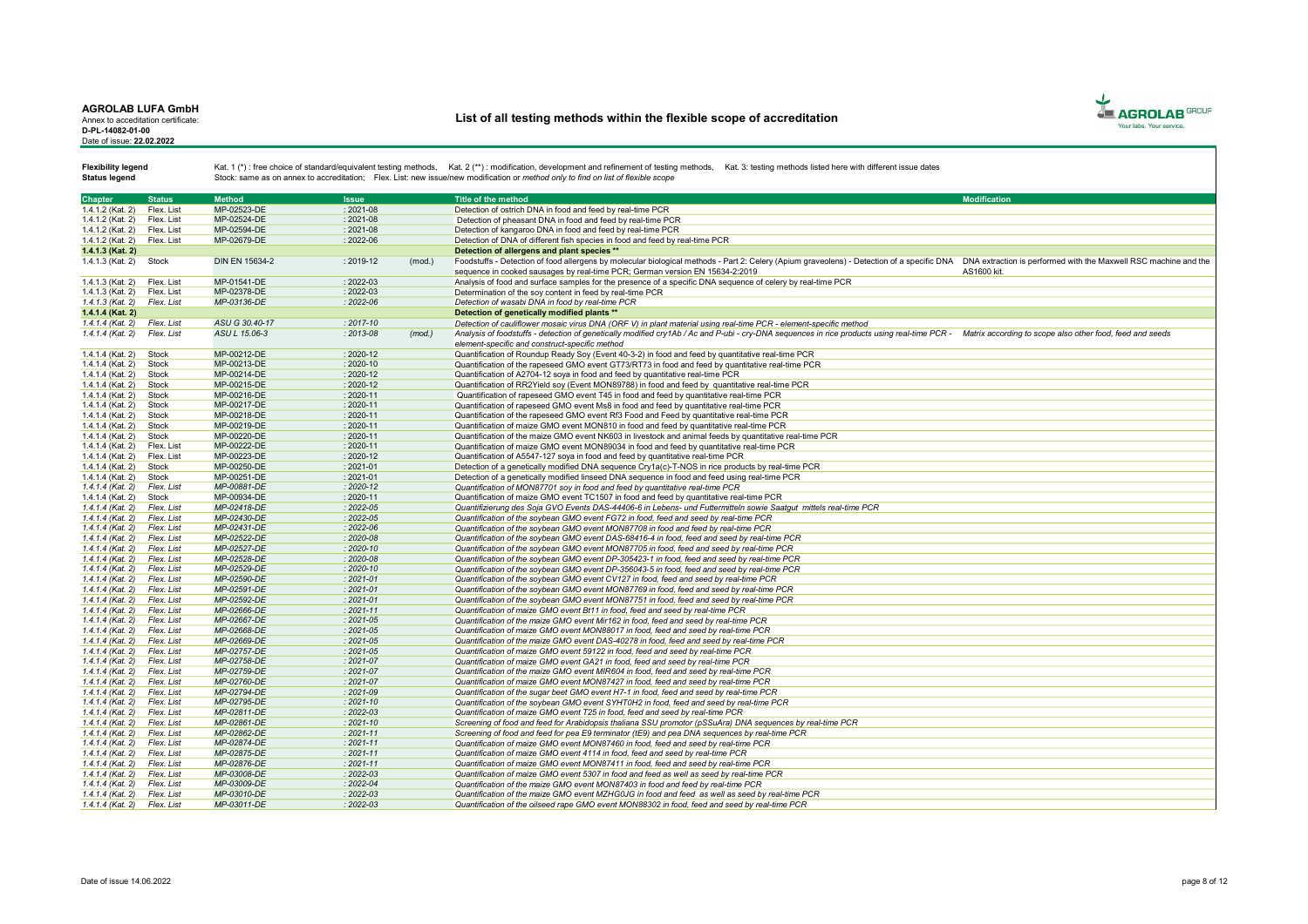**AGROLAB LUFA GmbH**
Annex to accreditation certificate:
**D-PL-14082-01-00**
Date of issue: **22.02.2022**

# List of all testing methods within the flexible scope of accreditation

**Flexibility legend** Kat. 1 (*) : free choice of standard/equivalent testing methods, Kat. 2 (**) : modification, development and refinement of testing methods, Kat. 3: testing methods listed here with different issue dates

**Status legend** Stock: same as on annex to accreditation; Flex. List: new issue/new modification or *method only to find on list of flexible scope*

| Chapter | Status | Method | Issue | | Title of the method | Modification |
|---|---|---|---|---|---|---|
| 1.4.1.2 (Kat. 2) | Flex. List | MP-02523-DE | : 2021-08 | | Detection of ostrich DNA in food and feed by real-time PCR | |
| 1.4.1.2 (Kat. 2) | Flex. List | MP-02524-DE | : 2021-08 | | Detection of pheasant DNA in food and feed by real-time PCR | |
| 1.4.1.2 (Kat. 2) | Flex. List | MP-02594-DE | : 2021-08 | | Detection of kangaroo DNA in food and feed by real-time PCR | |
| 1.4.1.2 (Kat. 2) | Flex. List | MP-02679-DE | : 2022-06 | | Detection of DNA of different fish species in food and feed by real-time PCR | |
| **1.4.1.3 (Kat. 2)** | | | | | **Detection of allergens and plant species \*\*** | |
| 1.4.1.3 (Kat. 2) | Stock | DIN EN 15634-2 | : 2019-12 | (mod.) | Foodstuffs - Detection of food allergens by molecular biological methods - Part 2: Celery (Apium graveolens) - Detection of a specific DNA sequence in cooked sausages by real-time PCR; German version EN 15634-2:2019 | DNA extraction is performed with the Maxwell RSC machine and the AS1600 kit. |
| 1.4.1.3 (Kat. 2) | Flex. List | MP-01541-DE | : 2022-03 | | Analysis of food and surface samples for the presence of a specific DNA sequence of celery by real-time PCR | |
| 1.4.1.3 (Kat. 2) | Flex. List | MP-02378-DE | : 2022-03 | | Determination of the soy content in feed by real-time PCR | |
| *1.4.1.3 (Kat. 2)* | *Flex. List* | *MP-03136-DE* | *: 2022-06* | | *Detection of wasabi DNA in food by real-time PCR* | |
| **1.4.1.4 (Kat. 2)** | | | | | **Detection of genetically modified plants \*\*** | |
| *1.4.1.4 (Kat. 2)* | *Flex. List* | *ASU G 30.40-17* | *: 2017-10* | | *Detection of cauliflower mosaic virus DNA (ORF V) in plant material using real-time PCR - element-specific method* | |
| *1.4.1.4 (Kat. 2)* | *Flex. List* | *ASU L 15.06-3* | *: 2013-08* | *(mod.)* | *Analysis of foodstuffs - detection of genetically modified cry1Ab / Ac and P-ubi - cry-DNA sequences in rice products using real-time PCR - element-specific and construct-specific method* | *Matrix according to scope also other food, feed and seeds* |
| 1.4.1.4 (Kat. 2) | Stock | MP-00212-DE | : 2020-12 | | Quantification of Roundup Ready Soy (Event 40-3-2) in food and feed by quantitative real-time PCR | |
| 1.4.1.4 (Kat. 2) | Stock | MP-00213-DE | : 2020-10 | | Quantification of the rapeseed GMO event GT73/RT73 in food and feed by quantitative real-time PCR | |
| 1.4.1.4 (Kat. 2) | Stock | MP-00214-DE | : 2020-12 | | Quantification of A2704-12 soya in food and feed by quantitative real-time PCR | |
| 1.4.1.4 (Kat. 2) | Stock | MP-00215-DE | : 2020-12 | | Quantification of RR2Yield soy (Event MON89788) in food and feed by quantitative real-time PCR | |
| 1.4.1.4 (Kat. 2) | Stock | MP-00216-DE | : 2020-11 | | Quantification of rapeseed GMO event T45 in food and feed by quantitative real-time PCR | |
| 1.4.1.4 (Kat. 2) | Stock | MP-00217-DE | : 2020-11 | | Quantification of rapeseed GMO event Ms8 in food and feed by quantitative real-time PCR | |
| 1.4.1.4 (Kat. 2) | Stock | MP-00218-DE | : 2020-11 | | Quantification of the rapeseed GMO event Rf3 Food and Feed by quantitative real-time PCR | |
| 1.4.1.4 (Kat. 2) | Stock | MP-00219-DE | : 2020-11 | | Quantification of maize GMO event MON810 in food and feed by quantitative real-time PCR | |
| 1.4.1.4 (Kat. 2) | Stock | MP-00220-DE | : 2020-11 | | Quantification of the maize GMO event NK603 in livestock and animal feeds by quantitative real-time PCR | |
| 1.4.1.4 (Kat. 2) | Flex. List | MP-00222-DE | : 2020-11 | | Quantification of maize GMO event MON89034 in food and feed by quantitative real-time PCR | |
| 1.4.1.4 (Kat. 2) | Flex. List | MP-00223-DE | : 2020-12 | | Quantification of A5547-127 soya in food and feed by quantitative real-time PCR | |
| 1.4.1.4 (Kat. 2) | Stock | MP-00250-DE | : 2021-01 | | Detection of a genetically modified DNA sequence Cry1a(c)-T-NOS in rice products by real-time PCR | |
| 1.4.1.4 (Kat. 2) | Stock | MP-00251-DE | : 2021-01 | | Detection of a genetically modified linseed DNA sequence in food and feed using real-time PCR | |
| *1.4.1.4 (Kat. 2)* | *Flex. List* | *MP-00881-DE* | *: 2020-12* | | *Quantification of MON87701 soy in food and feed by quantitative real-time PCR* | |
| 1.4.1.4 (Kat. 2) | Stock | MP-00934-DE | : 2020-11 | | Quantification of maize GMO event TC1507 in food and feed by quantitative real-time PCR | |
| *1.4.1.4 (Kat. 2)* | *Flex. List* | *MP-02418-DE* | *: 2022-05* | | *Quantifizierung des Soja GVO Events DAS-44406-6 in Lebens- und Futtermitteln sowie Saatgut mittels real-time PCR* | |
| *1.4.1.4 (Kat. 2)* | *Flex. List* | *MP-02430-DE* | *: 2022-05* | | *Quantification of the soybean GMO event FG72 in food, feed and seed by real-time PCR* | |
| *1.4.1.4 (Kat. 2)* | *Flex. List* | *MP-02431-DE* | *: 2022-06* | | *Quantification of the soybean GMO event MON87708 in food and feed by real-time PCR* | |
| *1.4.1.4 (Kat. 2)* | *Flex. List* | *MP-02522-DE* | *: 2020-08* | | *Quantification of the soybean GMO event DAS-68416-4 in food, feed and seed by real-time PCR* | |
| *1.4.1.4 (Kat. 2)* | *Flex. List* | *MP-02527-DE* | *: 2020-10* | | *Quantification of the soybean GMO event MON87705 in food, feed and seed by real-time PCR* | |
| *1.4.1.4 (Kat. 2)* | *Flex. List* | *MP-02528-DE* | *: 2020-08* | | *Quantification of the soybean GMO event DP-305423-1 in food, feed and seed by real-time PCR* | |
| *1.4.1.4 (Kat. 2)* | *Flex. List* | *MP-02529-DE* | *: 2020-10* | | *Quantification of the soybean GMO event DP-356043-5 in food, feed and seed by real-time PCR* | |
| *1.4.1.4 (Kat. 2)* | *Flex. List* | *MP-02590-DE* | *: 2021-01* | | *Quantification of the soybean GMO event CV127 in food, feed and seed by real-time PCR* | |
| *1.4.1.4 (Kat. 2)* | *Flex. List* | *MP-02591-DE* | *: 2021-01* | | *Quantification of the soybean GMO event MON87769 in food, feed and seed by real-time PCR* | |
| *1.4.1.4 (Kat. 2)* | *Flex. List* | *MP-02592-DE* | *: 2021-01* | | *Quantification of the soybean GMO event MON87751 in food, feed and seed by real-time PCR* | |
| *1.4.1.4 (Kat. 2)* | *Flex. List* | *MP-02666-DE* | *: 2021-11* | | *Quantification of maize GMO event Bt11 in food, feed and seed by real-time PCR* | |
| *1.4.1.4 (Kat. 2)* | *Flex. List* | *MP-02667-DE* | *: 2021-05* | | *Quantification of the maize GMO event Mir162 in food, feed and seed by real-time PCR* | |
| *1.4.1.4 (Kat. 2)* | *Flex. List* | *MP-02668-DE* | *: 2021-05* | | *Quantification of maize GMO event MON88017 in food, feed and seed by real-time PCR* | |
| *1.4.1.4 (Kat. 2)* | *Flex. List* | *MP-02669-DE* | *: 2021-05* | | *Quantification of the maize GMO event DAS-40278 in food, feed and seed by real-time PCR* | |
| *1.4.1.4 (Kat. 2)* | *Flex. List* | *MP-02757-DE* | *: 2021-05* | | *Quantification of maize GMO event 59122 in food, feed and seed by real-time PCR* | |
| *1.4.1.4 (Kat. 2)* | *Flex. List* | *MP-02758-DE* | *: 2021-07* | | *Quantification of maize GMO event GA21 in food, feed and seed by real-time PCR* | |
| *1.4.1.4 (Kat. 2)* | *Flex. List* | *MP-02759-DE* | *: 2021-07* | | *Quantification of the maize GMO event MIR604 in food, feed and seed by real-time PCR* | |
| *1.4.1.4 (Kat. 2)* | *Flex. List* | *MP-02760-DE* | *: 2021-07* | | *Quantification of maize GMO event MON87427 in food, feed and seed by real-time PCR* | |
| *1.4.1.4 (Kat. 2)* | *Flex. List* | *MP-02794-DE* | *: 2021-09* | | *Quantification of the sugar beet GMO event H7-1 in food, feed and seed by real-time PCR* | |
| *1.4.1.4 (Kat. 2)* | *Flex. List* | *MP-02795-DE* | *: 2021-10* | | *Quantification of the soybean GMO event SYHT0H2 in food, feed and seed by real-time PCR* | |
| *1.4.1.4 (Kat. 2)* | *Flex. List* | *MP-02811-DE* | *: 2022-03* | | *Quantification of maize GMO event T25 in food, feed and seed by real-time PCR* | |
| *1.4.1.4 (Kat. 2)* | *Flex. List* | *MP-02861-DE* | *: 2021-10* | | *Screening of food and feed for Arabidopsis thaliana SSU promotor (pSSuAra) DNA sequences by real-time PCR* | |
| *1.4.1.4 (Kat. 2)* | *Flex. List* | *MP-02862-DE* | *: 2021-11* | | *Screening of food and feed for pea E9 terminator (tE9) and pea DNA sequences by real-time PCR* | |
| *1.4.1.4 (Kat. 2)* | *Flex. List* | *MP-02874-DE* | *: 2021-11* | | *Quantification of maize GMO event MON87460 in food, feed and seed by real-time PCR* | |
| *1.4.1.4 (Kat. 2)* | *Flex. List* | *MP-02875-DE* | *: 2021-11* | | *Quantification of maize GMO event 4114 in food, feed and seed by real-time PCR* | |
| *1.4.1.4 (Kat. 2)* | *Flex. List* | *MP-02876-DE* | *: 2021-11* | | *Quantification of maize GMO event MON87411 in food, feed and seed by real-time PCR* | |
| *1.4.1.4 (Kat. 2)* | *Flex. List* | *MP-03008-DE* | *: 2022-03* | | *Quantification of maize GMO event 5307 in food and feed as well as seed by real-time PCR* | |
| *1.4.1.4 (Kat. 2)* | *Flex. List* | *MP-03009-DE* | *: 2022-04* | | *Quantification of the maize GMO event MON87403 in food and feed by real-time PCR* | |
| *1.4.1.4 (Kat. 2)* | *Flex. List* | *MP-03010-DE* | *: 2022-03* | | *Quantification of the maize GMO event MZHG0JG in food and feed as well as seed by real-time PCR* | |
| *1.4.1.4 (Kat. 2)* | *Flex. List* | *MP-03011-DE* | *: 2022-03* | | *Quantification of the oilseed rape GMO event MON88302 in food, feed and seed by real-time PCR* | |

Date of issue 14.06.2022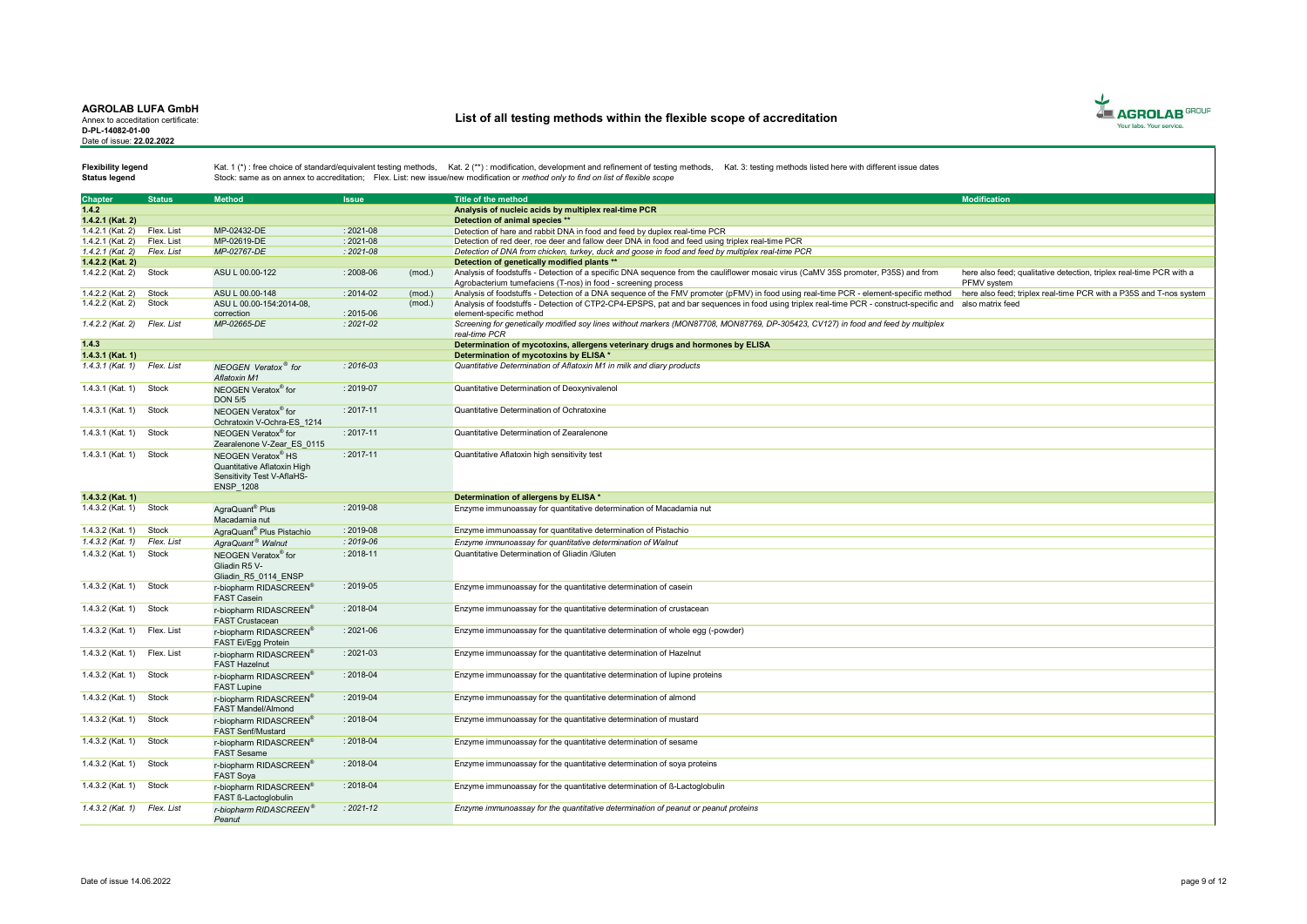**AGROLAB LUFA GmbH**
Annex to accreditation certificate:
**D-PL-14082-01-00**
Date of issue: **22.02.2022**

# List of all testing methods within the flexible scope of accreditation

**Flexibility legend** Kat. 1 (*) : free choice of standard/equivalent testing methods, Kat. 2 (**) : modification, development and refinement of testing methods, Kat. 3: testing methods listed here with different issue dates

**Status legend** Stock: same as on annex to accreditation; Flex. List: new issue/new modification or *method only to find on list of flexible scope*

| Chapter | Status | Method | Issue | | Title of the method | Modification |
|---|---|---|---|---|---|---|
| **1.4.2** | | | | | **Analysis of nucleic acids by multiplex real-time PCR** | |
| **1.4.2.1 (Kat. 2)** | | | | | **Detection of animal species \*\*** | |
| 1.4.2.1 (Kat. 2) | Flex. List | MP-02432-DE | : 2021-08 | | Detection of hare and rabbit DNA in food and feed by duplex real-time PCR | |
| 1.4.2.1 (Kat. 2) | Flex. List | MP-02619-DE | : 2021-08 | | Detection of red deer, roe deer and fallow deer DNA in food and feed using triplex real-time PCR | |
| *1.4.2.1 (Kat. 2)* | *Flex. List* | *MP-02767-DE* | *: 2021-08* | | *Detection of DNA from chicken, turkey, duck and goose in food and feed by multiplex real-time PCR* | |
| **1.4.2.2 (Kat. 2)** | | | | | **Detection of genetically modified plants \*\*** | |
| 1.4.2.2 (Kat. 2) | Stock | ASU L 00.00-122 | : 2008-06 | (mod.) | Analysis of foodstuffs - Detection of a specific DNA sequence from the cauliflower mosaic virus (CaMV 35S promoter, P35S) and from Agrobacterium tumefaciens (T-nos) in food - screening process | here also feed; qualitative detection, triplex real-time PCR with a PFMV system |
| 1.4.2.2 (Kat. 2) | Stock | ASU L 00.00-148 | : 2014-02 | (mod.) | Analysis of foodstuffs - Detection of a DNA sequence of the FMV promoter (pFMV) in food using real-time PCR - element-specific method | here also feed; triplex real-time PCR with a P35S and T-nos system |
| 1.4.2.2 (Kat. 2) | Stock | ASU L 00.00-154:2014-08, correction | : 2015-06 | (mod.) | Analysis of foodstuffs - Detection of CTP2-CP4-EPSPS, pat and bar sequences in food using triplex real-time PCR - construct-specific and element-specific method | also matrix feed |
| *1.4.2.2 (Kat. 2)* | *Flex. List* | *MP-02665-DE* | *: 2021-02* | | *Screening for genetically modified soy lines without markers (MON87708, MON87769, DP-305423, CV127) in food and feed by multiplex real-time PCR* | |
| **1.4.3** | | | | | **Determination of mycotoxins, allergens veterinary drugs and hormones by ELISA** | |
| **1.4.3.1 (Kat. 1)** | | | | | **Determination of mycotoxins by ELISA \*** | |
| *1.4.3.1 (Kat. 1)* | *Flex. List* | *NEOGEN Veratox® for Aflatoxin M1* | *: 2016-03* | | *Quantitative Determination of Aflatoxin M1 in milk and diary products* | |
| 1.4.3.1 (Kat. 1) | Stock | NEOGEN Veratox® for DON 5/5 | : 2019-07 | | Quantitative Determination of Deoxynivalenol | |
| 1.4.3.1 (Kat. 1) | Stock | NEOGEN Veratox® for Ochratoxin V-Ochra-ES_1214 | : 2017-11 | | Quantitative Determination of Ochratoxine | |
| 1.4.3.1 (Kat. 1) | Stock | NEOGEN Veratox® for Zearalenone V-Zear_ES_0115 | : 2017-11 | | Quantitative Determination of Zearalenone | |
| 1.4.3.1 (Kat. 1) | Stock | NEOGEN Veratox® HS Quantitative Aflatoxin High Sensitivity Test V-AflaHS-ENSP_1208 | : 2017-11 | | Quantitative Aflatoxin high sensitivity test | |
| **1.4.3.2 (Kat. 1)** | | | | | **Determination of allergens by ELISA \*** | |
| 1.4.3.2 (Kat. 1) | Stock | AgraQuant® Plus Macadamia nut | : 2019-08 | | Enzyme immunoassay for quantitative determination of Macadamia nut | |
| 1.4.3.2 (Kat. 1) | Stock | AgraQuant® Plus Pistachio | : 2019-08 | | Enzyme immunoassay for quantitative determination of Pistachio | |
| *1.4.3.2 (Kat. 1)* | *Flex. List* | *AgraQuant® Walnut* | *: 2019-06* | | *Enzyme immunoassay for quantitative determination of Walnut* | |
| 1.4.3.2 (Kat. 1) | Stock | NEOGEN Veratox® for Gliadin R5 V-Gliadin_R5_0114_ENSP | : 2018-11 | | Quantitative Determination of Gliadin /Gluten | |
| 1.4.3.2 (Kat. 1) | Stock | r-biopharm RIDASCREEN® FAST Casein | : 2019-05 | | Enzyme immunoassay for the quantitative determination of casein | |
| 1.4.3.2 (Kat. 1) | Stock | r-biopharm RIDASCREEN® FAST Crustacean | : 2018-04 | | Enzyme immunoassay for the quantitative determination of crustacean | |
| 1.4.3.2 (Kat. 1) | Flex. List | r-biopharm RIDASCREEN® FAST Ei/Egg Protein | : 2021-06 | | Enzyme immunoassay for the quantitative determination of whole egg (-powder) | |
| 1.4.3.2 (Kat. 1) | Flex. List | r-biopharm RIDASCREEN® FAST Hazelnut | : 2021-03 | | Enzyme immunoassay for the quantitative determination of Hazelnut | |
| 1.4.3.2 (Kat. 1) | Stock | r-biopharm RIDASCREEN® FAST Lupine | : 2018-04 | | Enzyme immunoassay for the quantitative determination of lupine proteins | |
| 1.4.3.2 (Kat. 1) | Stock | r-biopharm RIDASCREEN® FAST Mandel/Almond | : 2019-04 | | Enzyme immunoassay for the quantitative determination of almond | |
| 1.4.3.2 (Kat. 1) | Stock | r-biopharm RIDASCREEN® FAST Senf/Mustard | : 2018-04 | | Enzyme immunoassay for the quantitative determination of mustard | |
| 1.4.3.2 (Kat. 1) | Stock | r-biopharm RIDASCREEN® FAST Sesame | : 2018-04 | | Enzyme immunoassay for the quantitative determination of sesame | |
| 1.4.3.2 (Kat. 1) | Stock | r-biopharm RIDASCREEN® FAST Soya | : 2018-04 | | Enzyme immunoassay for the quantitative determination of soya proteins | |
| 1.4.3.2 (Kat. 1) | Stock | r-biopharm RIDASCREEN® FAST ß-Lactoglobulin | : 2018-04 | | Enzyme immunoassay for the quantitative determination of ß-Lactoglobulin | |
| *1.4.3.2 (Kat. 1)* | *Flex. List* | *r-biopharm RIDASCREEN® Peanut* | *: 2021-12* | | *Enzyme immunoassay for the quantitative determination of peanut or peanut proteins* | |

Date of issue 14.06.2022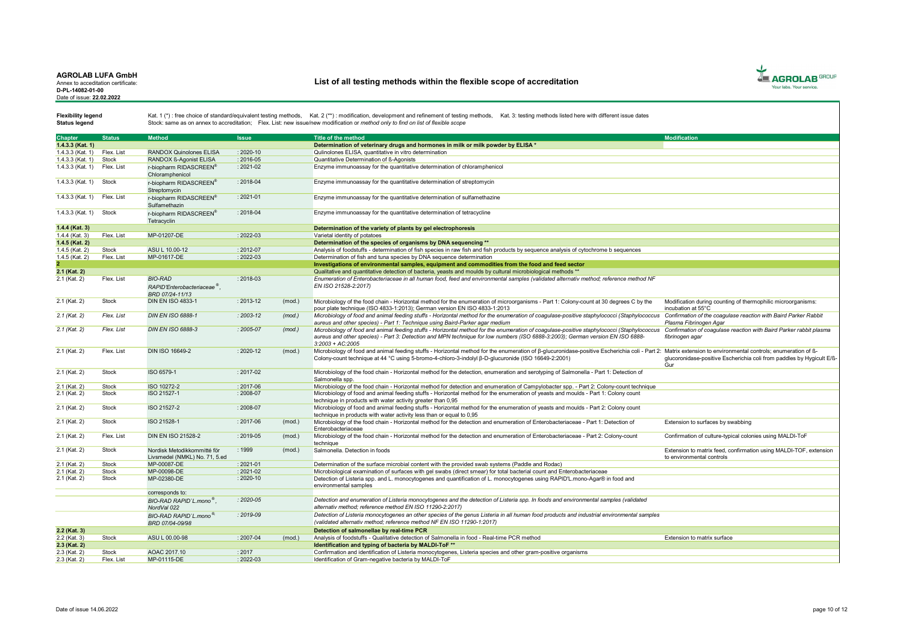**AGROLAB LUFA GmbH**
Annex to accreditation certificate:
**D-PL-14082-01-00**
Date of issue: **22.02.2022**

## List of all testing methods within the flexible scope of accreditation

**Flexibility legend** Kat. 1 (*) : free choice of standard/equivalent testing methods, Kat. 2 (**) : modification, development and refinement of testing methods, Kat. 3: testing methods listed here with different issue dates
**Status legend** Stock: same as on annex to accreditation; Flex. List: new issue/new modification or *method only to find on list of flexible scope*

| Chapter | Status | Method | Issue | | Title of the method | Modification |
|---|---|---|---|---|---|---|
| **1.4.3.3 (Kat. 1)** | | | | | **Determination of veterinary drugs and hormones in milk or milk powder by ELISA *** | |
| 1.4.3.3 (Kat. 1) | Flex. List | RANDOX Quinolones ELISA | : 2020-10 | | Quilinolones ELISA, quantitative in vitro determination | |
| 1.4.3.3 (Kat. 1) | Stock | RANDOX ß-Agonist ELISA | : 2016-05 | | Quantitative Determination of ß-Agonists | |
| 1.4.3.3 (Kat. 1) | Flex. List | r-biopharm RIDASCREEN® Chloramphenicol | : 2021-02 | | Enzyme immunoassay for the quantitative determination of chloramphenicol | |
| 1.4.3.3 (Kat. 1) | Stock | r-biopharm RIDASCREEN® Streptomycin | : 2018-04 | | Enzyme immunoassay for the quantitative determination of streptomycin | |
| 1.4.3.3 (Kat. 1) | Flex. List | r-biopharm RIDASCREEN® Sulfamethazin | : 2021-01 | | Enzyme immunoassay for the quantitative determination of sulfamethazine | |
| 1.4.3.3 (Kat. 1) | Stock | r-biopharm RIDASCREEN® Tetracyclin | : 2018-04 | | Enzyme immunoassay for the quantitative determination of tetracycline | |
| **1.4.4 (Kat. 3)** | | | | | **Determination of the variety of plants by gel electrophoresis** | |
| 1.4.4 (Kat. 3) | Flex. List | MP-01207-DE | : 2022-03 | | Varietal identity of potatoes | |
| **1.4.5 (Kat. 2)** | | | | | **Determination of the species of organisms by DNA sequencing **** | |
| 1.4.5 (Kat. 2) | Stock | ASU L 10.00-12 | : 2012-07 | | Analysis of foodstuffs - determination of fish species in raw fish and fish products by sequence analysis of cytochrome b sequences | |
| 1.4.5 (Kat. 2) | Flex. List | MP-01617-DE | : 2022-03 | | Determination of fish and tuna species by DNA sequence determination | |
| **2** | | | | | **Investigations of environmental samples, equipment and commodities from the food and feed sector** | |
| **2.1 (Kat. 2)** | | | | | Qualitative and quantitative detection of bacteria, yeasts and moulds by cultural microbiological methods ** | |
| 2.1 (Kat. 2) | Flex. List | *BIO-RAD RAPID'Enterobacteriaceae®, BRD 07/24-11/13* | : 2018-03 | | *Enumeration of Enterobacteriaceae in all human food, feed and environmental samples (validated alternativ method; reference method NF EN ISO 21528-2:2017)* | |
| 2.1 (Kat. 2) | Stock | DIN EN ISO 4833-1 | : 2013-12 | (mod.) | Microbiology of the food chain - Horizontal method for the enumeration of microorganisms - Part 1: Colony-count at 30 degrees C by the pour plate technique (ISO 4833-1:2013); German version EN ISO 4833-1:2013 | Modification during counting of thermophilic microorganisms: incubation at 55°C |
| *2.1 (Kat. 2)* | *Flex. List* | *DIN EN ISO 6888-1* | *: 2003-12* | *(mod.)* | *Microbiology of food and animal feeding stuffs - Horizontal method for the enumeration of coagulase-positive staphylococci (Staphylococcus aureus and other species) - Part 1: Technique using Baird-Parker agar medium* | *Confirmation of the coagulase reaction with Baird Parker Rabbit Plasma Fibrinogen Agar* |
| *2.1 (Kat. 2)* | *Flex. List* | *DIN EN ISO 6888-3* | *: 2005-07* | *(mod.)* | *Microbiology of food and animal feeding stuffs - Horizontal method for the enumeration of coagulase-positive staphylococci (Staphylococcus aureus and other species) - Part 3: Detection and MPN technique for low numbers (ISO 6888-3:2003); German version EN ISO 6888-3:2003 + AC:2005* | *Confirmation of coagulase reaction with Baird Parker rabbit plasma fibrinogen agar* |
| 2.1 (Kat. 2) | Flex. List | DIN ISO 16649-2 | : 2020-12 | (mod.) | Microbiology of food and animal feeding stuffs - Horizontal method for the enumeration of β-glucuronidase-positive Escherichia coli - Part 2: Colony-count technique at 44 °C using 5-bromo-4-chloro-3-indolyl β-D-glucuronide (ISO 16649-2:2001) | Matrix extension to environmental controls; enumeration of ß-glucoronidase-positive Escherichia coli from paddles by Hygicult E/ß-Gur |
| 2.1 (Kat. 2) | Stock | ISO 6579-1 | : 2017-02 | | Microbiology of the food chain - Horizontal method for the detection, enumeration and serotyping of Salmonella - Part 1: Detection of Salmonella spp. | |
| 2.1 (Kat. 2) | Stock | ISO 10272-2 | : 2017-06 | | Microbiology of the food chain - Horizontal method for detection and enumeration of Campylobacter spp. - Part 2: Colony-count technique | |
| 2.1 (Kat. 2) | Stock | ISO 21527-1 | : 2008-07 | | Microbiology of food and animal feeding stuffs - Horizontal method for the enumeration of yeasts and moulds - Part 1: Colony count technique in products with water activity greater than 0,95 | |
| 2.1 (Kat. 2) | Stock | ISO 21527-2 | : 2008-07 | | Microbiology of food and animal feeding stuffs - Horizontal method for the enumeration of yeasts and moulds - Part 2: Colony count technique in products with water activity less than or equal to 0,95 | |
| 2.1 (Kat. 2) | Stock | ISO 21528-1 | : 2017-06 | (mod.) | Microbiology of the food chain - Horizontal method for the detection and enumeration of Enterobacteriaceae - Part 1: Detection of Enterobacteriaceae | Extension to surfaces by swabbing |
| 2.1 (Kat. 2) | Flex. List | DIN EN ISO 21528-2 | : 2019-05 | (mod.) | Microbiology of the food chain - Horizontal method for the detection and enumeration of Enterobacteriaceae - Part 2: Colony-count technique | Confirmation of culture-typical colonies using MALDI-ToF |
| 2.1 (Kat. 2) | Stock | Nordisk Metodikkommitté för Livsmedel (NMKL) No. 71, 5.ed | : 1999 | (mod.) | Salmonella. Detection in foods | Extension to matrix feed, confirmation using MALDI-TOF, extension to environmental controls |
| 2.1 (Kat. 2) | Stock | MP-00087-DE | : 2021-01 | | Determination of the surface microbial content with the provided swab systems (Paddle and Rodac) | |
| 2.1 (Kat. 2) | Stock | MP-00098-DE | : 2021-02 | | Microbiological examination of surfaces with gel swabs (direct smear) for total bacterial count and Enterobacteriaceae | |
| 2.1 (Kat. 2) | Stock | MP-02380-DE | : 2020-10 | | Detection of Listeria spp. and L. monocytogenes and quantification of L. monocytogenes using RAPID'L.mono-Agar® in food and environmental samples | |
| | | corresponds to: | | | | |
| | | *BIO-RAD RAPID`L.mono®, NordVal 022* | *: 2020-05* | | *Detection and enumeration of Listeria monocytogenes and the detection of Listeria spp. In foods and environmental samples (validated alternativ method; reference method EN ISO 11290-2:2017)* | |
| | | *BIO-RAD RAPID`L.mono®, BRD 07/04-09/98* | *: 2019-09* | | *Detection of Listeria monocytogenes an other species of the genus Listeria in all human food products and industrial environmental samples (validated alternativ method; reference method NF EN ISO 11290-1:2017)* | |
| **2.2 (Kat. 3)** | | | | | **Detection of salmonellae by real-time PCR** | |
| 2.2 (Kat. 3) | Stock | ASU L 00.00-98 | : 2007-04 | (mod.) | Analysis of foodstuffs - Qualitative detection of Salmonella in food - Real-time PCR method | Extension to matrix surface |
| **2.3 (Kat. 2)** | | | | | **Identification and typing of bacteria by MALDI-ToF **** | |
| 2.3 (Kat. 2) | Stock | AOAC 2017.10 | : 2017 | | Confirmation and identification of Listeria monocytogenes, Listeria species and other gram-positive organisms | |
| 2.3 (Kat. 2) | Flex. List | MP-01115-DE | : 2022-03 | | Identification of Gram-negative bacteria by MALDI-ToF | |

Date of issue 14.06.2022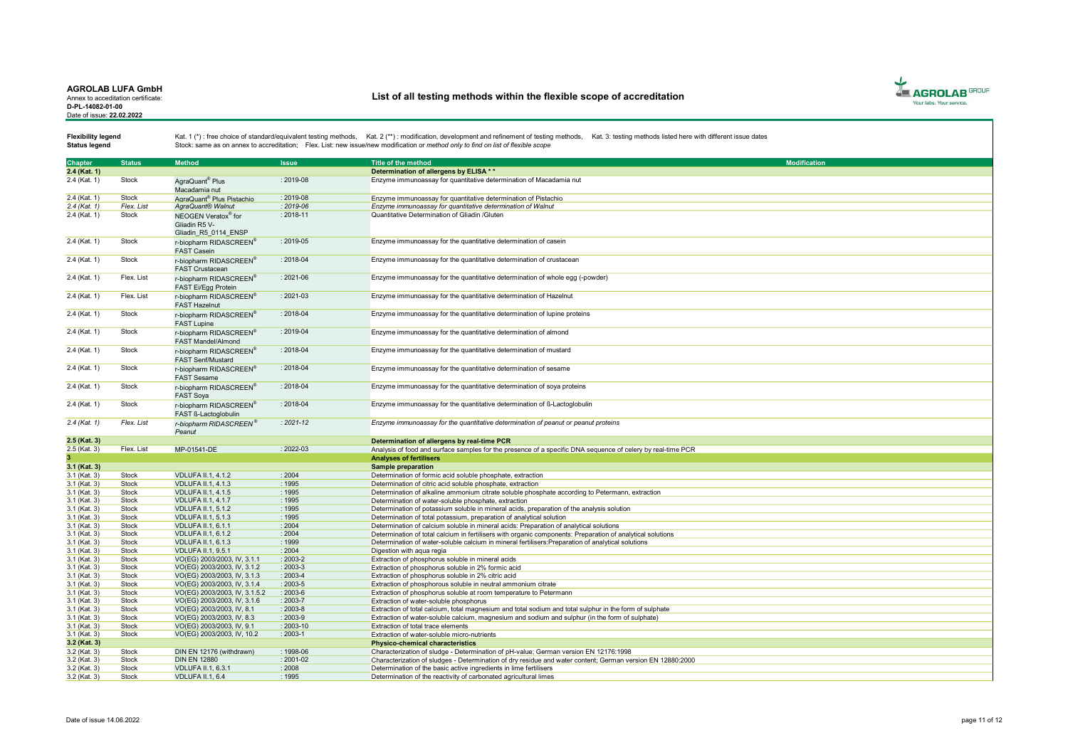**AGROLAB LUFA GmbH**
Annex to accreditation certificate:
**D-PL-14082-01-00**
Date of issue: **22.02.2022**

## List of all testing methods within the flexible scope of accreditation

**Flexibility legend** Kat. 1 (*) : free choice of standard/equivalent testing methods, Kat. 2 (**) : modification, development and refinement of testing methods, Kat. 3: testing methods listed here with different issue dates

**Status legend** Stock: same as on annex to accreditation; Flex. List: new issue/new modification or *method only to find on list of flexible scope*

| Chapter | Status | Method | Issue | Title of the method | Modification |
|---|---|---|---|---|---|
| **2.4 (Kat. 1)** | | | | **Determination of allergens by ELISA \* \*** | |
| 2.4 (Kat. 1) | Stock | AgraQuant® Plus Macadamia nut | : 2019-08 | Enzyme immunoassay for quantitative determination of Macadamia nut | |
| 2.4 (Kat. 1) | Stock | AgraQuant® Plus Pistachio | : 2019-08 | Enzyme immunoassay for quantitative determination of Pistachio | |
| *2.4 (Kat. 1)* | *Flex. List* | *AgraQuant® Walnut* | *: 2019-06* | *Enzyme immunoassay for quantitative determination of Walnut* | |
| 2.4 (Kat. 1) | Stock | NEOGEN Veratox® for Gliadin R5 V-Gliadin_R5_0114_ENSP | : 2018-11 | Quantitative Determination of Gliadin /Gluten | |
| 2.4 (Kat. 1) | Stock | r-biopharm RIDASCREEN® FAST Casein | : 2019-05 | Enzyme immunoassay for the quantitative determination of casein | |
| 2.4 (Kat. 1) | Stock | r-biopharm RIDASCREEN® FAST Crustacean | : 2018-04 | Enzyme immunoassay for the quantitative determination of crustacean | |
| 2.4 (Kat. 1) | Flex. List | r-biopharm RIDASCREEN® FAST Ei/Egg Protein | : 2021-06 | Enzyme immunoassay for the quantitative determination of whole egg (-powder) | |
| 2.4 (Kat. 1) | Flex. List | r-biopharm RIDASCREEN® FAST Hazelnut | : 2021-03 | Enzyme immunoassay for the quantitative determination of Hazelnut | |
| 2.4 (Kat. 1) | Stock | r-biopharm RIDASCREEN® FAST Lupine | : 2018-04 | Enzyme immunoassay for the quantitative determination of lupine proteins | |
| 2.4 (Kat. 1) | Stock | r-biopharm RIDASCREEN® FAST Mandel/Almond | : 2019-04 | Enzyme immunoassay for the quantitative determination of almond | |
| 2.4 (Kat. 1) | Stock | r-biopharm RIDASCREEN® FAST Senf/Mustard | : 2018-04 | Enzyme immunoassay for the quantitative determination of mustard | |
| 2.4 (Kat. 1) | Stock | r-biopharm RIDASCREEN® FAST Sesame | : 2018-04 | Enzyme immunoassay for the quantitative determination of sesame | |
| 2.4 (Kat. 1) | Stock | r-biopharm RIDASCREEN® FAST Soya | : 2018-04 | Enzyme immunoassay for the quantitative determination of soya proteins | |
| 2.4 (Kat. 1) | Stock | r-biopharm RIDASCREEN® FAST ß-Lactoglobulin | : 2018-04 | Enzyme immunoassay for the quantitative determination of ß-Lactoglobulin | |
| *2.4 (Kat. 1)* | *Flex. List* | *r-biopharm RIDASCREEN® Peanut* | *: 2021-12* | *Enzyme immunoassay for the quantitative determination of peanut or peanut proteins* | |
| **2.5 (Kat. 3)** | | | | **Determination of allergens by real-time PCR** | |
| 2.5 (Kat. 3) | Flex. List | MP-01541-DE | : 2022-03 | Analysis of food and surface samples for the presence of a specific DNA sequence of celery by real-time PCR | |
| **3** | | | | **Analyses of fertilisers** | |
| **3.1 (Kat. 3)** | | | | **Sample preparation** | |
| 3.1 (Kat. 3) | Stock | VDLUFA II.1, 4.1.2 | : 2004 | Determination of formic acid soluble phosphate, extraction | |
| 3.1 (Kat. 3) | Stock | VDLUFA II.1, 4.1.3 | : 1995 | Determination of citric acid soluble phosphate, extraction | |
| 3.1 (Kat. 3) | Stock | VDLUFA II.1, 4.1.5 | : 1995 | Determination of alkaline ammonium citrate soluble phosphate according to Petermann, extraction | |
| 3.1 (Kat. 3) | Stock | VDLUFA II.1, 4.1.7 | : 1995 | Determination of water-soluble phosphate, extraction | |
| 3.1 (Kat. 3) | Stock | VDLUFA II.1, 5.1.2 | : 1995 | Determination of potassium soluble in mineral acids, preparation of the analysis solution | |
| 3.1 (Kat. 3) | Stock | VDLUFA II.1, 5.1.3 | : 1995 | Determination of total potassium, preparation of analytical solution | |
| 3.1 (Kat. 3) | Stock | VDLUFA II.1, 6.1.1 | : 2004 | Determination of calcium soluble in mineral acids: Preparation of analytical solutions | |
| 3.1 (Kat. 3) | Stock | VDLUFA II.1, 6.1.2 | : 2004 | Determination of total calcium in fertilisers with organic components: Preparation of analytical solutions | |
| 3.1 (Kat. 3) | Stock | VDLUFA II.1, 6.1.3 | : 1999 | Determination of water-soluble calcium in mineral fertilisers:Preparation of analytical solutions | |
| 3.1 (Kat. 3) | Stock | VDLUFA II.1, 9.5.1 | : 2004 | Digestion with aqua regia | |
| 3.1 (Kat. 3) | Stock | VO(EG) 2003/2003, IV, 3.1.1 | : 2003-2 | Extraction of phosphorus soluble in mineral acids | |
| 3.1 (Kat. 3) | Stock | VO(EG) 2003/2003, IV, 3.1.2 | : 2003-3 | Extraction of phosphorus soluble in 2% formic acid | |
| 3.1 (Kat. 3) | Stock | VO(EG) 2003/2003, IV, 3.1.3 | : 2003-4 | Extraction of phosphorus soluble in 2% citric acid | |
| 3.1 (Kat. 3) | Stock | VO(EG) 2003/2003, IV, 3.1.4 | : 2003-5 | Extraction of phosphorous soluble in neutral ammonium citrate | |
| 3.1 (Kat. 3) | Stock | VO(EG) 2003/2003, IV, 3.1.5.2 | : 2003-6 | Extraction of phosphorus soluble at room temperature to Petermann | |
| 3.1 (Kat. 3) | Stock | VO(EG) 2003/2003, IV, 3.1.6 | : 2003-7 | Extraction of water-soluble phosphorus | |
| 3.1 (Kat. 3) | Stock | VO(EG) 2003/2003, IV, 8.1 | : 2003-8 | Extraction of total calcium, total magnesium and total sodium and total sulphur in the form of sulphate | |
| 3.1 (Kat. 3) | Stock | VO(EG) 2003/2003, IV, 8.3 | : 2003-9 | Extraction of water-soluble calcium, magnesium and sodium and sulphur (in the form of sulphate) | |
| 3.1 (Kat. 3) | Stock | VO(EG) 2003/2003, IV, 9.1 | : 2003-10 | Extraction of total trace elements | |
| 3.1 (Kat. 3) | Stock | VO(EG) 2003/2003, IV, 10.2 | : 2003-1 | Extraction of water-soluble micro-nutrients | |
| **3.2 (Kat. 3)** | | | | **Physico-chemical characteristics** | |
| 3.2 (Kat. 3) | Stock | DIN EN 12176 (withdrawn) | : 1998-06 | Characterization of sludge - Determination of pH-value; German version EN 12176:1998 | |
| 3.2 (Kat. 3) | Stock | DIN EN 12880 | : 2001-02 | Characterization of sludges - Determination of dry residue and water content; German version EN 12880:2000 | |
| 3.2 (Kat. 3) | Stock | VDLUFA II.1, 6.3.1 | : 2008 | Determination of the basic active ingredients in lime fertilisers | |
| 3.2 (Kat. 3) | Stock | VDLUFA II.1, 6.4 | : 1995 | Determination of the reactivity of carbonated agricultural limes | |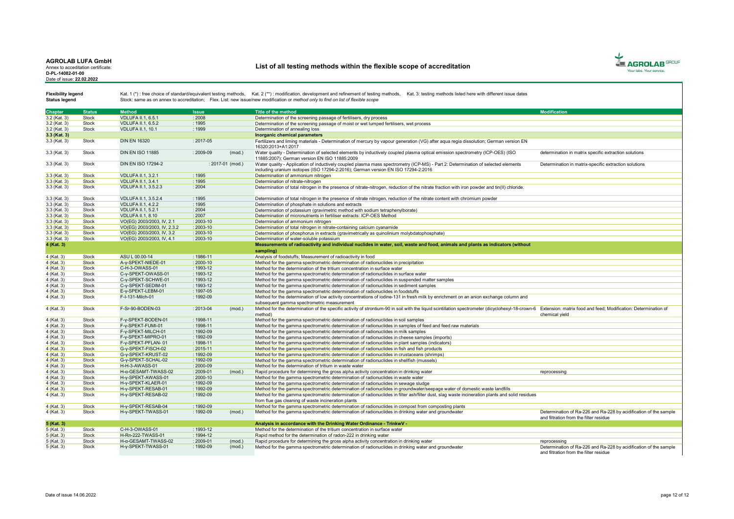**AGROLAB LUFA GmbH**
Annex to accreditation certificate:
**D-PL-14082-01-00**
Date of issue: **22.02.2022**

## List of all testing methods within the flexible scope of accreditation

**Flexibility legend** Kat. 1 (*) : free choice of standard/equivalent testing methods, Kat. 2 (**) : modification, development and refinement of testing methods, Kat. 3: testing methods listed here with different issue dates
**Status legend** Stock: same as on annex to accreditation; Flex. List: new issue/new modification or *method only to find on list of flexible scope*

| Chapter | Status | Method | Issue | | Title of the method | Modification |
|---|---|---|---|---|---|---|
| 3.2 (Kat. 3) | Stock | VDLUFA II.1, 6.5.1 | : 2008 | | Determination of the screening passage of fertilisers, dry process | |
| 3.2 (Kat. 3) | Stock | VDLUFA II.1, 6.5.2 | : 1995 | | Determination of the screening passage of moist or wet lumped fertilisers, wet process | |
| 3.2 (Kat. 3) | Stock | VDLUFA II.1, 10.1 | : 1999 | | Determination of annealing loss | |
| **3.3 (Kat. 3)** | | | | | **Inorganic chemical parameters** | |
| 3.3 (Kat. 3) | Stock | DIN EN 16320 | : 2017-05 | | Fertilizers and liming materials - Determination of mercury by vapour generation (VG) after aqua regia dissolution; German version EN 16320:2013+A1:2017 | |
| 3.3 (Kat. 3) | Stock | DIN EN ISO 11885 | : 2009-09 | (mod.) | Water quality - Determination of selected elements by inductively coupled plasma optical emission spectrometry (ICP-OES) (ISO 11885:2007); German version EN ISO 11885:2009 | determination in matrix specific extraction solutions |
| 3.3 (Kat. 3) | Stock | DIN EN ISO 17294-2 | : 2017-01 | (mod.) | Water quality - Application of inductively coupled plasma mass spectrometry (ICP-MS) - Part 2: Determination of selected elements including uranium isotopes (ISO 17294-2:2016); German version EN ISO 17294-2:2016 | Determination in matrix-specific extraction solutions |
| 3.3 (Kat. 3) | Stock | VDLUFA II.1, 3.2.1 | : 1995 | | Determination of ammonium nitrogen | |
| 3.3 (Kat. 3) | Stock | VDLUFA II.1, 3.4.1 | : 1995 | | Determination of nitrate-nitrogen | |
| 3.3 (Kat. 3) | Stock | VDLUFA II.1, 3.5.2.3 | : 2004 | | Determination of total nitrogen in the presence of nitrate-nitrogen, reduction of the nitrate fraction with iron powder and tin(II) chloride. | |
| 3.3 (Kat. 3) | Stock | VDLUFA II.1, 3.5.2.4 | : 1995 | | Determination of total nitrogen in the presence of nitrate nitrogen, reduction of the nitrate content with chromium powder | |
| 3.3 (Kat. 3) | Stock | VDLUFA II.1, 4.2.2 | : 1995 | | Determination of phosphate in solutions and extracts | |
| 3.3 (Kat. 3) | Stock | VDLUFA II.1, 5.2.1 | : 2004 | | Determination of potassium (gravimetric method with sodium tetraphenylborate) | |
| 3.3 (Kat. 3) | Stock | VDLUFA II.1, 8.10 | : 2007 | | Determination of micronutrients in fertiliser extracts: ICP-OES Method | |
| 3.3 (Kat. 3) | Stock | VO(EG) 2003/2003, IV, 2.1 | : 2003-10 | | Determination of ammonium nitrogen | |
| 3.3 (Kat. 3) | Stock | VO(EG) 2003/2003, IV, 2.3.2 | : 2003-10 | | Determination of total nitrogen in nitrate-containing calcium cyanamide | |
| 3.3 (Kat. 3) | Stock | VO(EG) 2003/2003, IV, 3.2 | : 2003-10 | | Determination of phosphorus in extracts (gravimetrically as quinolinium molybdatophosphate) | |
| 3.3 (Kat. 3) | Stock | VO(EG) 2003/2003, IV, 4.1 | : 2003-10 | | Determination of water-soluble potassium | |
| **4 (Kat. 3)** | | | | | **Measurements of radioactivity and individual nuclides in water, soil, waste and food, animals and plants as indicators (without sampling)** | |
| 4 (Kat. 3) | Stock | ASU L 00.00-14 | : 1986-11 | | Analysis of foodstuffs; Measurement of radioactivity in food | |
| 4 (Kat. 3) | Stock | A-γ-SPEKT-NIEDE-01 | : 2000-10 | | Method for the gamma spectrometric determination of radionuclides in precipitation | |
| 4 (Kat. 3) | Stock | C-H-3-OWASS-01 | : 1993-12 | | Method for the determination of the tritium concentration in surface water | |
| 4 (Kat. 3) | Stock | C-γ-SPEKT-OWASS-01 | : 1993-12 | | Method for the gamma spectrometric determination of radionuclides in surface water | |
| 4 (Kat. 3) | Stock | C-γ-SPEKT-SCHWE-01 | : 1993-12 | | Method for the gamma spectrometric determination of radionuclides in suspended matter samples | |
| 4 (Kat. 3) | Stock | C-γ-SPEKT-SEDIM-01 | : 1993-12 | | Method for the gamma spectrometric determination of radionuclides in sediment samples | |
| 4 (Kat. 3) | Stock | E-γ-SPEKT-LEBM-01 | : 1997-05 | | Method for the gamma spectrometric determination of radionuclides in foodstuffs | |
| 4 (Kat. 3) | Stock | F-I-131-Milch-01 | : 1992-09 | | Method for the determination of low activity concentrations of iodine-131 in fresh milk by enrichment on an anion exchange column and subsequent gamma spectrometric measurement | |
| 4 (Kat. 3) | Stock | F-Sr-90-BODEN-03 | : 2013-04 | (mod.) | Method for the determination of the specific activity of strontium-90 in soil with the liquid scintillation spectrometer (dicyclohexyl-18-crown-6 method) | Extension: matrix food and feed; Modification: Determination of chemical yield |
| 4 (Kat. 3) | Stock | F-γ-SPEKT-BODEN-01 | : 1998-11 | | Method for the gamma spectrometric determination of radionuclides in soil samples | |
| 4 (Kat. 3) | Stock | F-γ-SPEKT-FUMI-01 | : 1998-11 | | Method for the gamma spectrometric determination of radionuclides in samples of feed and feed raw materials | |
| 4 (Kat. 3) | Stock | F-γ-SPEKT-MILCH-01 | : 1992-09 | | Method for the gamma spectrometric determination of radionuclides in milk samples | |
| 4 (Kat. 3) | Stock | F-γ-SPEKT-MIPRO-01 | : 1992-09 | | Method for the gamma spectrometric determination of radionuclides in cheese samples (imports) | |
| 4 (Kat. 3) | Stock | F-γ-SPEKT-PFLAN- 01 | : 1998-11 | | Method for the gamma spectrometric determination of radionuclides in plant samples (indicators) | |
| 4 (Kat. 3) | Stock | G-γ-SPEKT-FISCH-02 | : 2015-11 | | Method for the gamma spectrometric determination of radionuclides in fish and fish products | |
| 4 (Kat. 3) | Stock | G-γ-SPEKT-KRUST-02 | : 1992-09 | | Method for the gamma spectrometric determination of radionuclides in crustaceans (shrimps) | |
| 4 (Kat. 3) | Stock | G-γ-SPEKT-SCHAL-02 | : 1992-09 | | Method for the gamma spectrometric determination of radionuclides in shellfish (mussels) | |
| 4 (Kat. 3) | Stock | H-H-3-AWASS-01 | : 2000-09 | | Method for the determination of tritium in waste water | |
| 4 (Kat. 3) | Stock | H-α-GESAMT-TWASS-02 | : 2009-01 | (mod.) | Rapid procedure for determining the gross alpha activity concentration in drinking water | reprocessing |
| 4 (Kat. 3) | Stock | H-γ-SPEKT-AWASS-01 | : 2000-10 | | Method for the gamma spectrometric determination of radionuclides in waste water | |
| 4 (Kat. 3) | Stock | H-γ-SPEKT-KLAER-01 | : 1992-09 | | Method for the gamma spectrometric determination of radionuclides in sewage sludge | |
| 4 (Kat. 3) | Stock | H-γ-SPEKT-RESAB-01 | : 1992-09 | | Method for the gamma spectrometric determination of radionuclides in groundwater/seepage water of domestic waste landfills | |
| 4 (Kat. 3) | Stock | H-γ-SPEKT-RESAB-02 | : 1992-09 | | Method for the gamma spectrometric determination of radionuclides in filter ash/filter dust, slag waste incineration plants and solid residues from flue gas cleaning of waste incineration plants | |
| 4 (Kat. 3) | Stock | H-γ-SPEKT-RESAB-04 | : 1992-09 | | Method for the gamma spectrometric determination of radionuclides in compost from composting plants | |
| 4 (Kat. 3) | Stock | H-γ-SPEKT-TWASS-01 | : 1992-09 | (mod.) | Method for the gamma spectrometric determination of radionuclides in drinking water and groundwater | Determination of Ra-226 and Ra-228 by acidification of the sample and filtration from the filter residue |
| **5 (Kat. 3)** | | | | | **Analysis in accordance with the Drinking Water Ordinance - TrinkwV -** | |
| 5 (Kat. 3) | Stock | C-H-3-OWASS-01 | : 1993-12 | | Method for the determination of the tritium concentration in surface water | |
| 5 (Kat. 3) | Stock | H-Rn-222-TWASS-01 | : 1994-12 | | Rapid method for the determination of radon-222 in drinking water | |
| 5 (Kat. 3) | Stock | H-α-GESAMT-TWASS-02 | : 2009-01 | (mod.) | Rapid procedure for determining the gross alpha activity concentration in drinking water | reprocessing |
| 5 (Kat. 3) | Stock | H-γ-SPEKT-TWASS-01 | : 1992-09 | (mod.) | Method for the gamma spectrometric determination of radionuclides in drinking water and groundwater | Determination of Ra-226 and Ra-228 by acidification of the sample and filtration from the filter residue |

Date of issue 14.06.2022